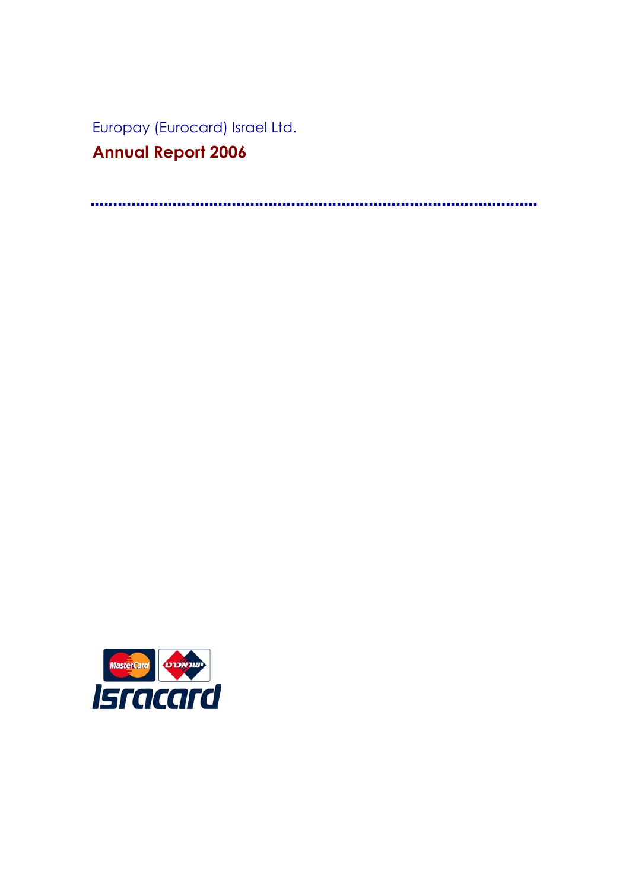Europay (Eurocard) Israel Ltd.

# Annual Report 2006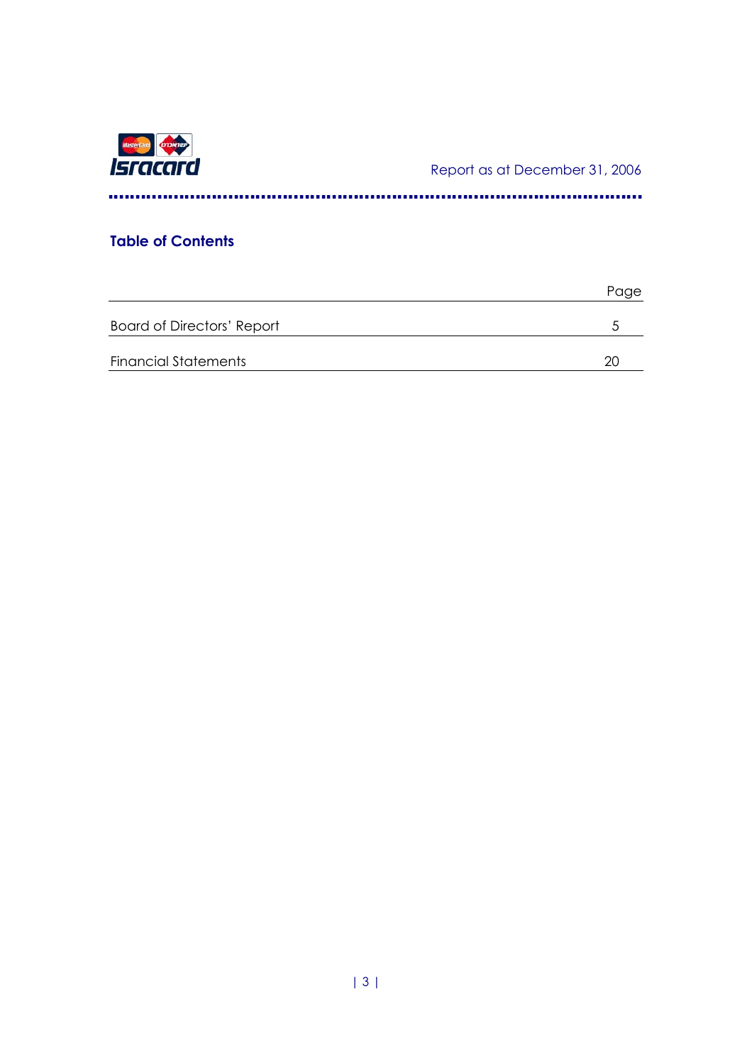Report as at December 31, 2006

## Table of Contents

| | Page |
|---|---|
| Board of Directors' Report | 5 |
| Financial Statements | 20 |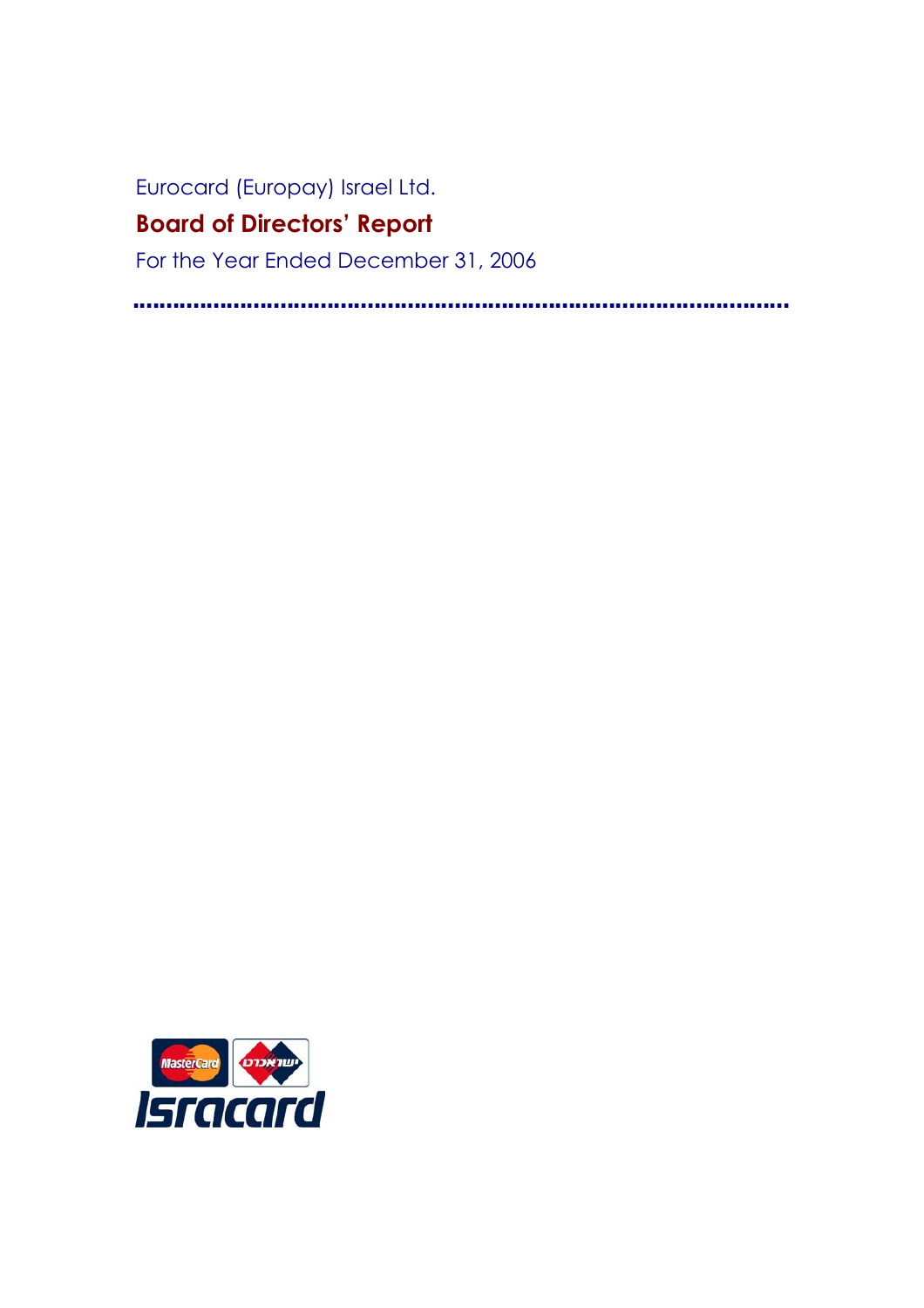Eurocard (Europay) Israel Ltd.

# Board of Directors' Report

For the Year Ended December 31, 2006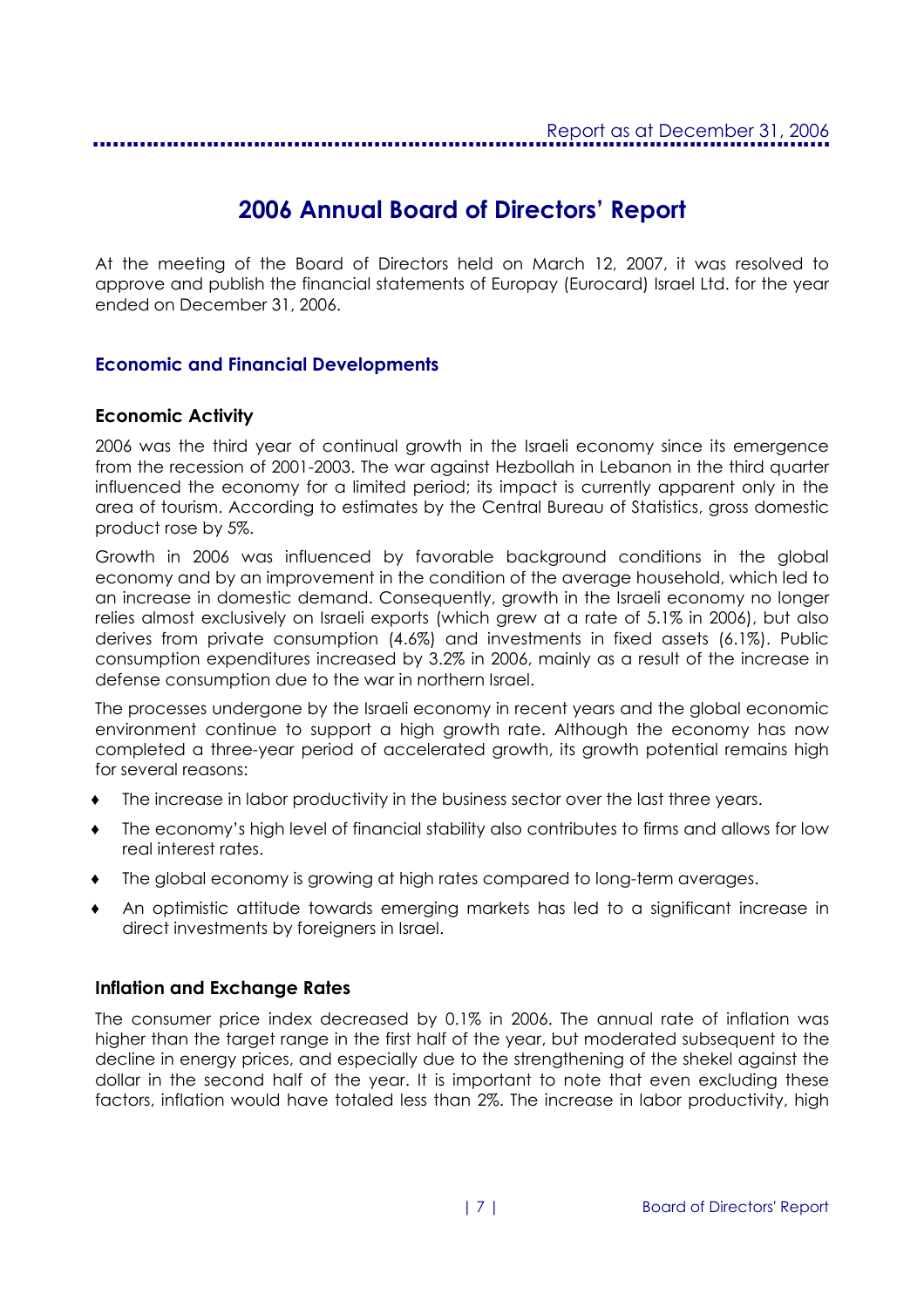# 2006 Annual Board of Directors' Report

At the meeting of the Board of Directors held on March 12, 2007, it was resolved to approve and publish the financial statements of Europay (Eurocard) Israel Ltd. for the year ended on December 31, 2006.

## Economic and Financial Developments

### Economic Activity

2006 was the third year of continual growth in the Israeli economy since its emergence from the recession of 2001-2003. The war against Hezbollah in Lebanon in the third quarter influenced the economy for a limited period; its impact is currently apparent only in the area of tourism. According to estimates by the Central Bureau of Statistics, gross domestic product rose by 5%.

Growth in 2006 was influenced by favorable background conditions in the global economy and by an improvement in the condition of the average household, which led to an increase in domestic demand. Consequently, growth in the Israeli economy no longer relies almost exclusively on Israeli exports (which grew at a rate of 5.1% in 2006), but also derives from private consumption (4.6%) and investments in fixed assets (6.1%). Public consumption expenditures increased by 3.2% in 2006, mainly as a result of the increase in defense consumption due to the war in northern Israel.

The processes undergone by the Israeli economy in recent years and the global economic environment continue to support a high growth rate. Although the economy has now completed a three-year period of accelerated growth, its growth potential remains high for several reasons:

- The increase in labor productivity in the business sector over the last three years.
- The economy's high level of financial stability also contributes to firms and allows for low real interest rates.
- The global economy is growing at high rates compared to long-term averages.
- An optimistic attitude towards emerging markets has led to a significant increase in direct investments by foreigners in Israel.

### Inflation and Exchange Rates

The consumer price index decreased by 0.1% in 2006. The annual rate of inflation was higher than the target range in the first half of the year, but moderated subsequent to the decline in energy prices, and especially due to the strengthening of the shekel against the dollar in the second half of the year. It is important to note that even excluding these factors, inflation would have totaled less than 2%. The increase in labor productivity, high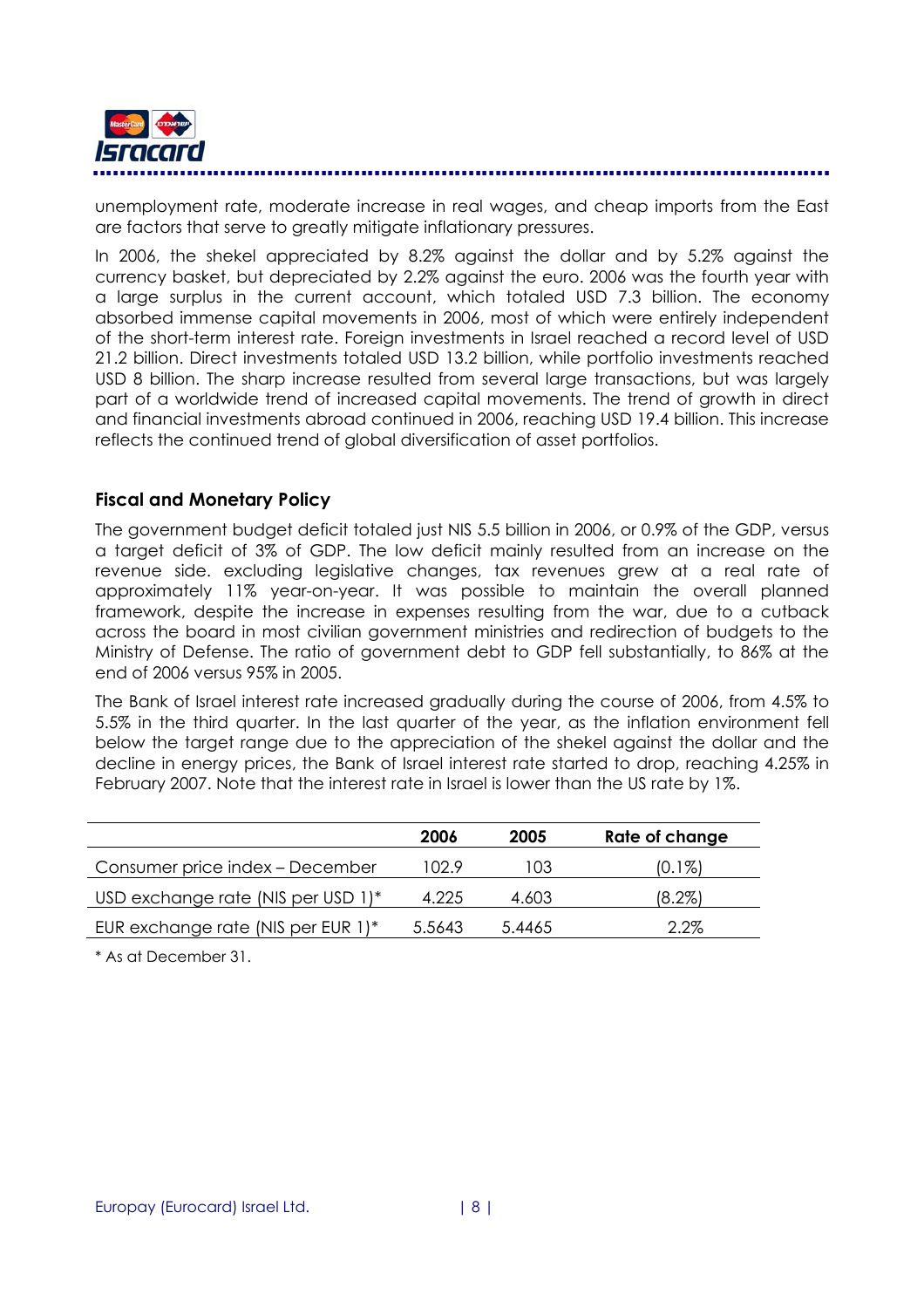unemployment rate, moderate increase in real wages, and cheap imports from the East are factors that serve to greatly mitigate inflationary pressures.

In 2006, the shekel appreciated by 8.2% against the dollar and by 5.2% against the currency basket, but depreciated by 2.2% against the euro. 2006 was the fourth year with a large surplus in the current account, which totaled USD 7.3 billion. The economy absorbed immense capital movements in 2006, most of which were entirely independent of the short-term interest rate. Foreign investments in Israel reached a record level of USD 21.2 billion. Direct investments totaled USD 13.2 billion, while portfolio investments reached USD 8 billion. The sharp increase resulted from several large transactions, but was largely part of a worldwide trend of increased capital movements. The trend of growth in direct and financial investments abroad continued in 2006, reaching USD 19.4 billion. This increase reflects the continued trend of global diversification of asset portfolios.

### Fiscal and Monetary Policy

The government budget deficit totaled just NIS 5.5 billion in 2006, or 0.9% of the GDP, versus a target deficit of 3% of GDP. The low deficit mainly resulted from an increase on the revenue side. excluding legislative changes, tax revenues grew at a real rate of approximately 11% year-on-year. It was possible to maintain the overall planned framework, despite the increase in expenses resulting from the war, due to a cutback across the board in most civilian government ministries and redirection of budgets to the Ministry of Defense. The ratio of government debt to GDP fell substantially, to 86% at the end of 2006 versus 95% in 2005.

The Bank of Israel interest rate increased gradually during the course of 2006, from 4.5% to 5.5% in the third quarter. In the last quarter of the year, as the inflation environment fell below the target range due to the appreciation of the shekel against the dollar and the decline in energy prices, the Bank of Israel interest rate started to drop, reaching 4.25% in February 2007. Note that the interest rate in Israel is lower than the US rate by 1%.

| | 2006 | 2005 | Rate of change |
|---|---|---|---|
| Consumer price index – December | 102.9 | 103 | (0.1%) |
| USD exchange rate (NIS per USD 1)* | 4.225 | 4.603 | (8.2%) |
| EUR exchange rate (NIS per EUR 1)* | 5.5643 | 5.4465 | 2.2% |

* As at December 31.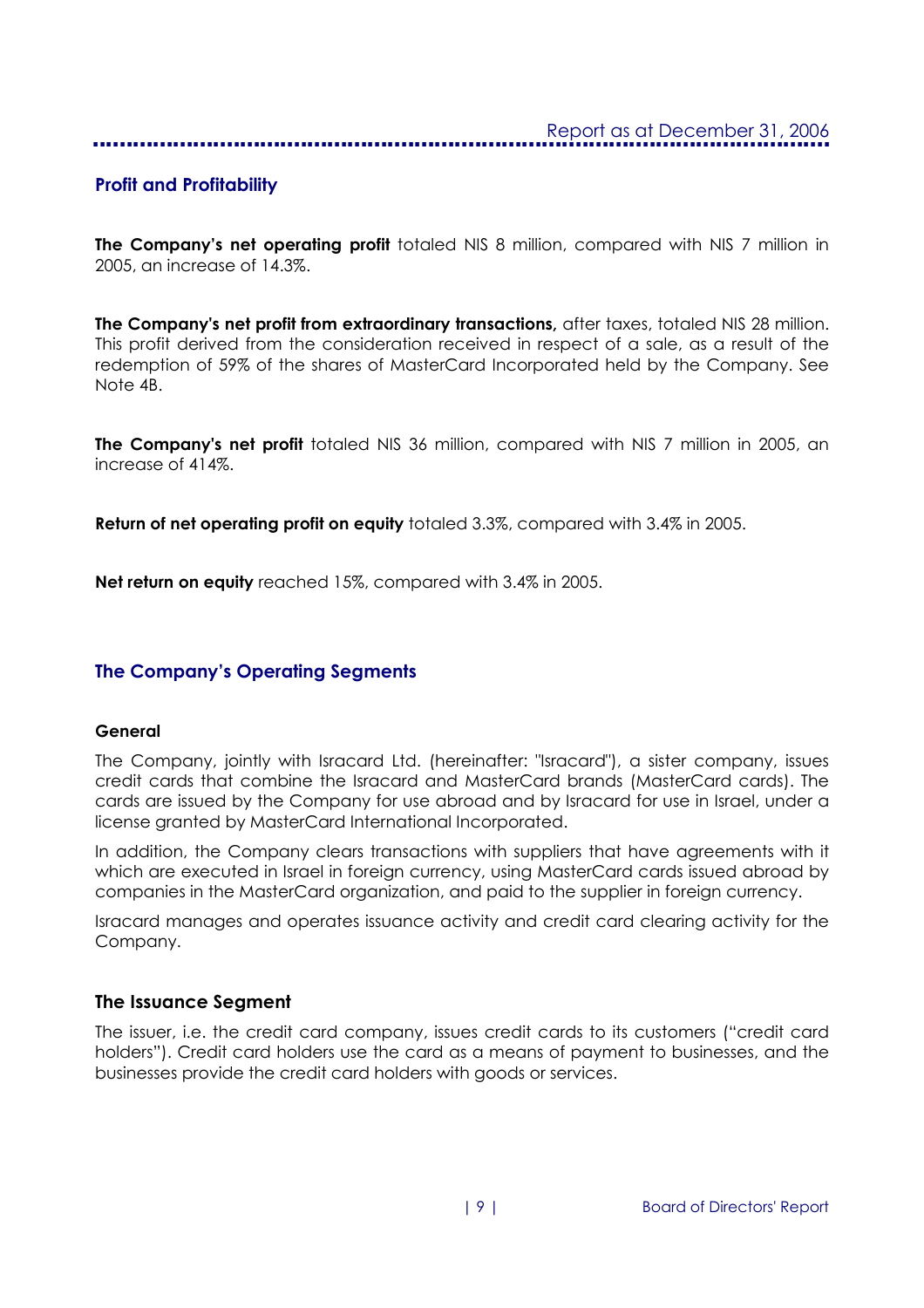## Profit and Profitability

**The Company's net operating profit** totaled NIS 8 million, compared with NIS 7 million in 2005, an increase of 14.3%.

**The Company's net profit from extraordinary transactions,** after taxes, totaled NIS 28 million. This profit derived from the consideration received in respect of a sale, as a result of the redemption of 59% of the shares of MasterCard Incorporated held by the Company. See Note 4B.

**The Company's net profit** totaled NIS 36 million, compared with NIS 7 million in 2005, an increase of 414%.

**Return of net operating profit on equity** totaled 3.3%, compared with 3.4% in 2005.

**Net return on equity** reached 15%, compared with 3.4% in 2005.

## The Company's Operating Segments

### General

The Company, jointly with Isracard Ltd. (hereinafter: "Isracard"), a sister company, issues credit cards that combine the Isracard and MasterCard brands (MasterCard cards). The cards are issued by the Company for use abroad and by Isracard for use in Israel, under a license granted by MasterCard International Incorporated.

In addition, the Company clears transactions with suppliers that have agreements with it which are executed in Israel in foreign currency, using MasterCard cards issued abroad by companies in the MasterCard organization, and paid to the supplier in foreign currency.

Isracard manages and operates issuance activity and credit card clearing activity for the Company.

### The Issuance Segment

The issuer, i.e. the credit card company, issues credit cards to its customers ("credit card holders"). Credit card holders use the card as a means of payment to businesses, and the businesses provide the credit card holders with goods or services.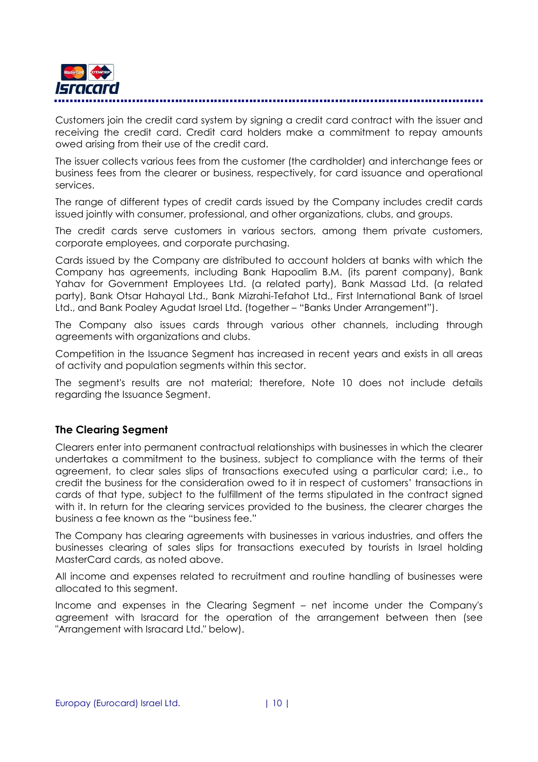Customers join the credit card system by signing a credit card contract with the issuer and receiving the credit card. Credit card holders make a commitment to repay amounts owed arising from their use of the credit card.

The issuer collects various fees from the customer (the cardholder) and interchange fees or business fees from the clearer or business, respectively, for card issuance and operational services.

The range of different types of credit cards issued by the Company includes credit cards issued jointly with consumer, professional, and other organizations, clubs, and groups.

The credit cards serve customers in various sectors, among them private customers, corporate employees, and corporate purchasing.

Cards issued by the Company are distributed to account holders at banks with which the Company has agreements, including Bank Hapoalim B.M. (its parent company), Bank Yahav for Government Employees Ltd. (a related party), Bank Massad Ltd. (a related party), Bank Otsar Hahayal Ltd., Bank Mizrahi-Tefahot Ltd., First International Bank of Israel Ltd., and Bank Poaley Agudat Israel Ltd. (together – "Banks Under Arrangement").

The Company also issues cards through various other channels, including through agreements with organizations and clubs.

Competition in the Issuance Segment has increased in recent years and exists in all areas of activity and population segments within this sector.

The segment's results are not material; therefore, Note 10 does not include details regarding the Issuance Segment.

### The Clearing Segment

Clearers enter into permanent contractual relationships with businesses in which the clearer undertakes a commitment to the business, subject to compliance with the terms of their agreement, to clear sales slips of transactions executed using a particular card; i.e., to credit the business for the consideration owed to it in respect of customers' transactions in cards of that type, subject to the fulfillment of the terms stipulated in the contract signed with it. In return for the clearing services provided to the business, the clearer charges the business a fee known as the "business fee."

The Company has clearing agreements with businesses in various industries, and offers the businesses clearing of sales slips for transactions executed by tourists in Israel holding MasterCard cards, as noted above.

All income and expenses related to recruitment and routine handling of businesses were allocated to this segment.

Income and expenses in the Clearing Segment – net income under the Company's agreement with Isracard for the operation of the arrangement between then (see "Arrangement with Isracard Ltd." below).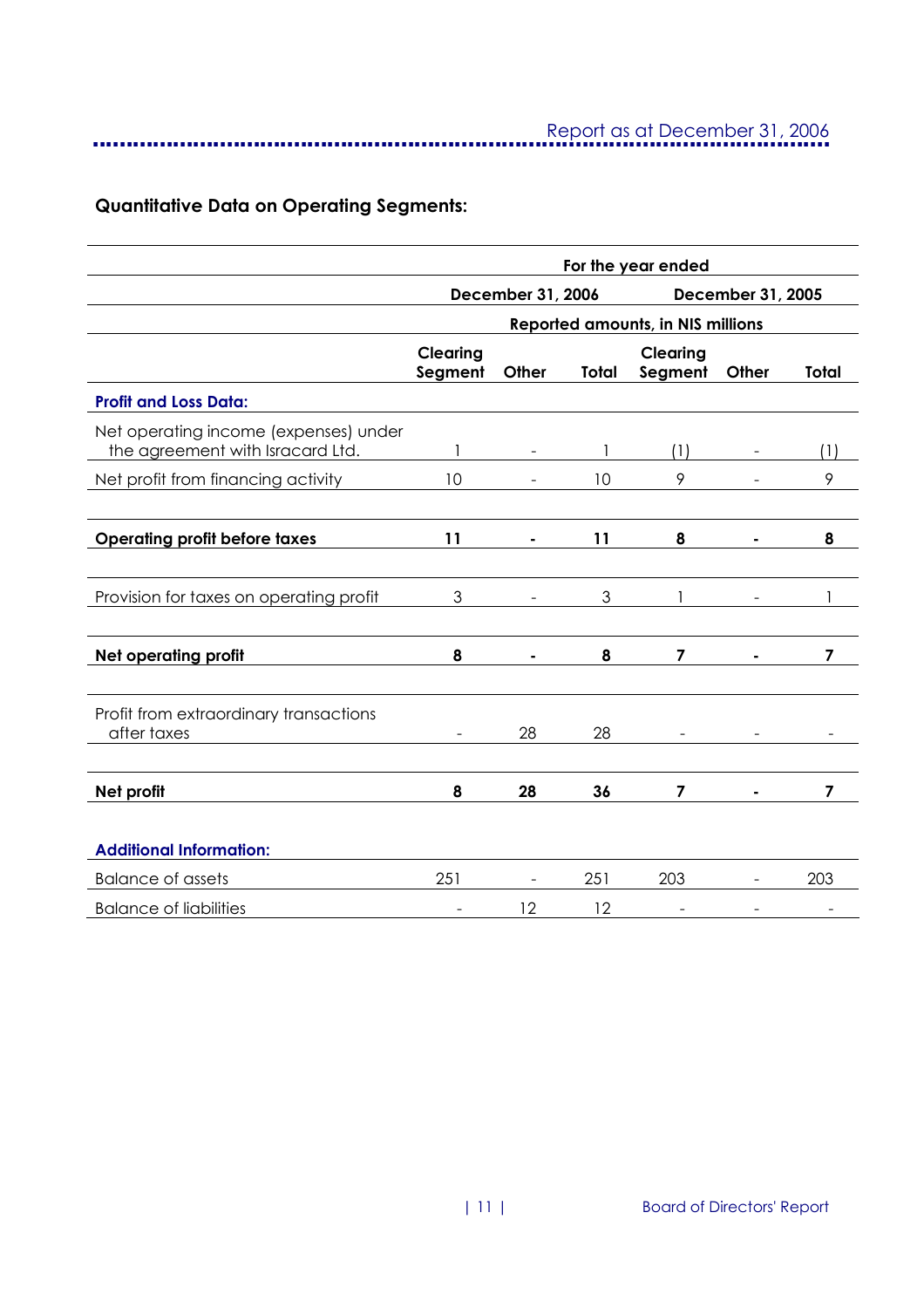## Quantitative Data on Operating Segments:

| | For the year ended | | | | | |
|---|---|---|---|---|---|---|
| | December 31, 2006 | | | December 31, 2005 | | |
| | Reported amounts, in NIS millions | | | | | |
| | Clearing Segment | Other | Total | Clearing Segment | Other | Total |
| **Profit and Loss Data:** | | | | | | |
| Net operating income (expenses) under the agreement with Isracard Ltd. | 1 | - | 1 | (1) | - | (1) |
| Net profit from financing activity | 10 | - | 10 | 9 | - | 9 |
| **Operating profit before taxes** | **11** | **-** | **11** | **8** | **-** | **8** |
| Provision for taxes on operating profit | 3 | - | 3 | 1 | - | 1 |
| **Net operating profit** | **8** | **-** | **8** | **7** | **-** | **7** |
| Profit from extraordinary transactions after taxes | - | 28 | 28 | - | - | - |
| **Net profit** | **8** | **28** | **36** | **7** | **-** | **7** |
| **Additional Information:** | | | | | | |
| Balance of assets | 251 | - | 251 | 203 | - | 203 |
| Balance of liabilities | - | 12 | 12 | - | - | - |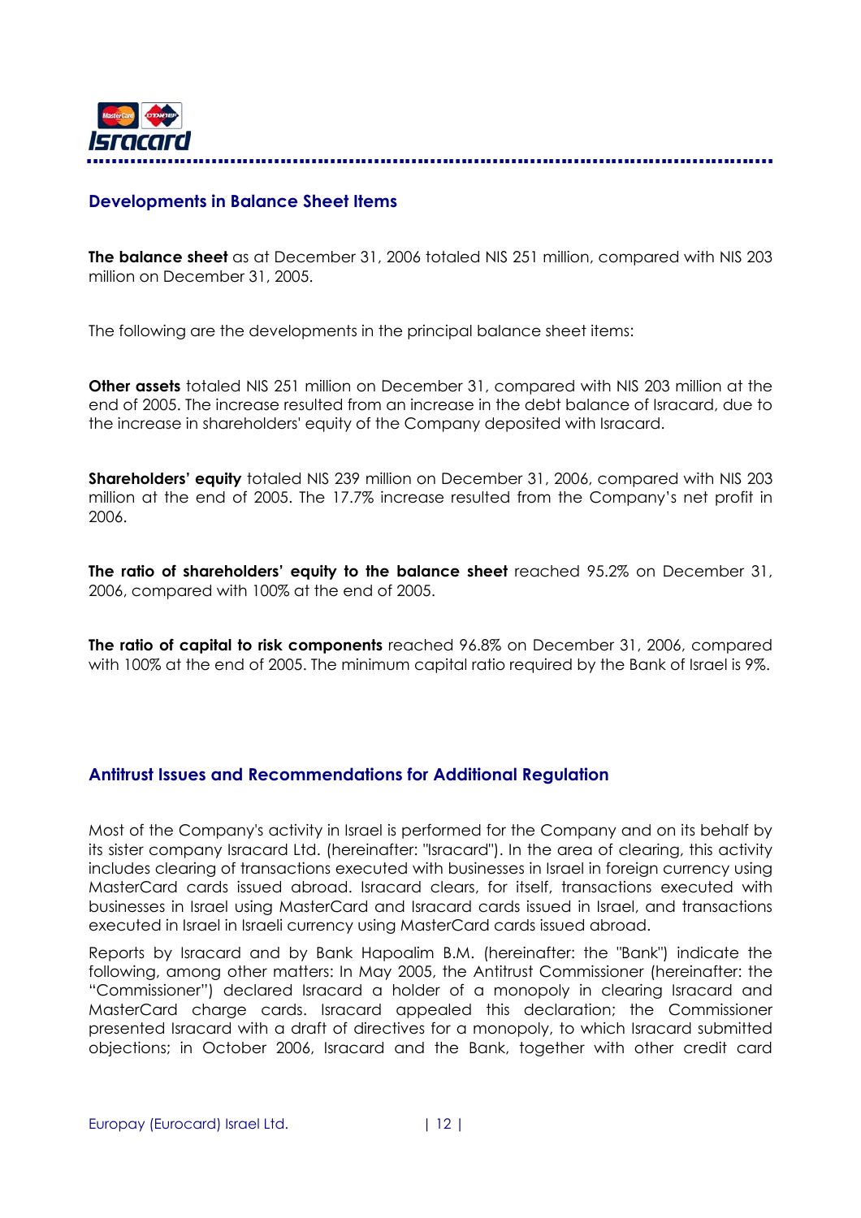## Developments in Balance Sheet Items

**The balance sheet** as at December 31, 2006 totaled NIS 251 million, compared with NIS 203 million on December 31, 2005.

The following are the developments in the principal balance sheet items:

**Other assets** totaled NIS 251 million on December 31, compared with NIS 203 million at the end of 2005. The increase resulted from an increase in the debt balance of Isracard, due to the increase in shareholders' equity of the Company deposited with Isracard.

**Shareholders' equity** totaled NIS 239 million on December 31, 2006, compared with NIS 203 million at the end of 2005. The 17.7% increase resulted from the Company's net profit in 2006.

**The ratio of shareholders' equity to the balance sheet** reached 95.2% on December 31, 2006, compared with 100% at the end of 2005.

**The ratio of capital to risk components** reached 96.8% on December 31, 2006, compared with 100% at the end of 2005. The minimum capital ratio required by the Bank of Israel is 9%.

## Antitrust Issues and Recommendations for Additional Regulation

Most of the Company's activity in Israel is performed for the Company and on its behalf by its sister company Isracard Ltd. (hereinafter: "Isracard"). In the area of clearing, this activity includes clearing of transactions executed with businesses in Israel in foreign currency using MasterCard cards issued abroad. Isracard clears, for itself, transactions executed with businesses in Israel using MasterCard and Isracard cards issued in Israel, and transactions executed in Israel in Israeli currency using MasterCard cards issued abroad.

Reports by Isracard and by Bank Hapoalim B.M. (hereinafter: the "Bank") indicate the following, among other matters: In May 2005, the Antitrust Commissioner (hereinafter: the "Commissioner") declared Isracard a holder of a monopoly in clearing Isracard and MasterCard charge cards. Isracard appealed this declaration; the Commissioner presented Isracard with a draft of directives for a monopoly, to which Isracard submitted objections; in October 2006, Isracard and the Bank, together with other credit card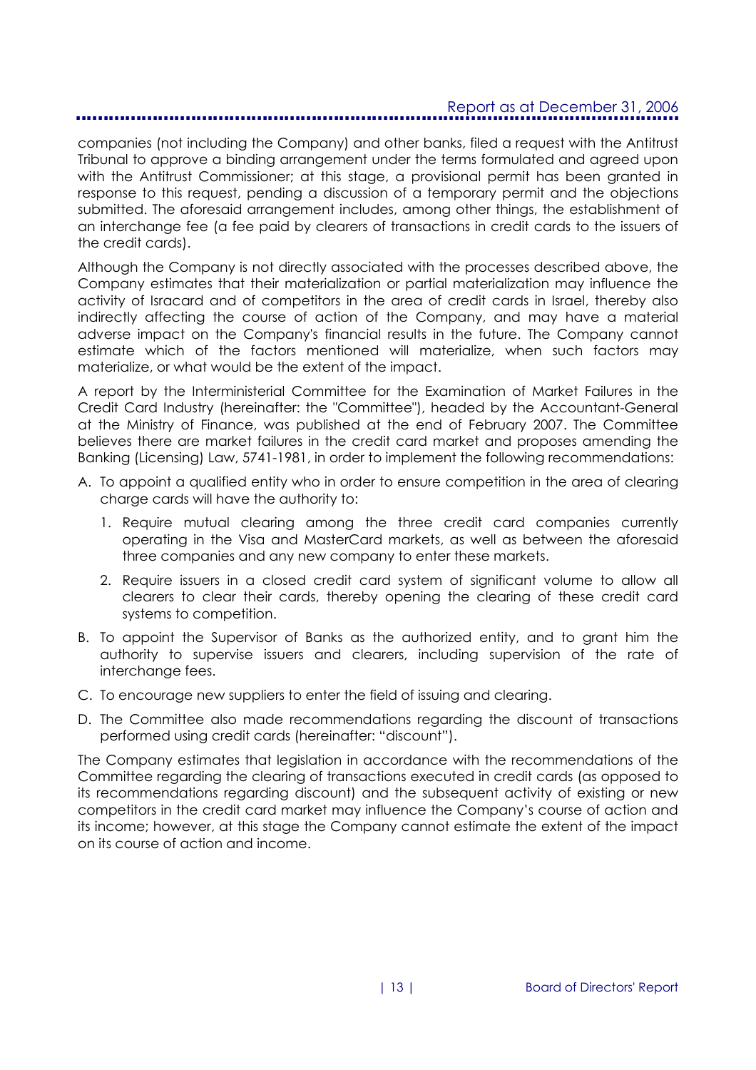companies (not including the Company) and other banks, filed a request with the Antitrust Tribunal to approve a binding arrangement under the terms formulated and agreed upon with the Antitrust Commissioner; at this stage, a provisional permit has been granted in response to this request, pending a discussion of a temporary permit and the objections submitted. The aforesaid arrangement includes, among other things, the establishment of an interchange fee (a fee paid by clearers of transactions in credit cards to the issuers of the credit cards).

Although the Company is not directly associated with the processes described above, the Company estimates that their materialization or partial materialization may influence the activity of Isracard and of competitors in the area of credit cards in Israel, thereby also indirectly affecting the course of action of the Company, and may have a material adverse impact on the Company's financial results in the future. The Company cannot estimate which of the factors mentioned will materialize, when such factors may materialize, or what would be the extent of the impact.

A report by the Interministerial Committee for the Examination of Market Failures in the Credit Card Industry (hereinafter: the "Committee"), headed by the Accountant-General at the Ministry of Finance, was published at the end of February 2007. The Committee believes there are market failures in the credit card market and proposes amending the Banking (Licensing) Law, 5741-1981, in order to implement the following recommendations:

A. To appoint a qualified entity who in order to ensure competition in the area of clearing charge cards will have the authority to:

   1. Require mutual clearing among the three credit card companies currently operating in the Visa and MasterCard markets, as well as between the aforesaid three companies and any new company to enter these markets.

   2. Require issuers in a closed credit card system of significant volume to allow all clearers to clear their cards, thereby opening the clearing of these credit card systems to competition.

B. To appoint the Supervisor of Banks as the authorized entity, and to grant him the authority to supervise issuers and clearers, including supervision of the rate of interchange fees.

C. To encourage new suppliers to enter the field of issuing and clearing.

D. The Committee also made recommendations regarding the discount of transactions performed using credit cards (hereinafter: "discount").

The Company estimates that legislation in accordance with the recommendations of the Committee regarding the clearing of transactions executed in credit cards (as opposed to its recommendations regarding discount) and the subsequent activity of existing or new competitors in the credit card market may influence the Company's course of action and its income; however, at this stage the Company cannot estimate the extent of the impact on its course of action and income.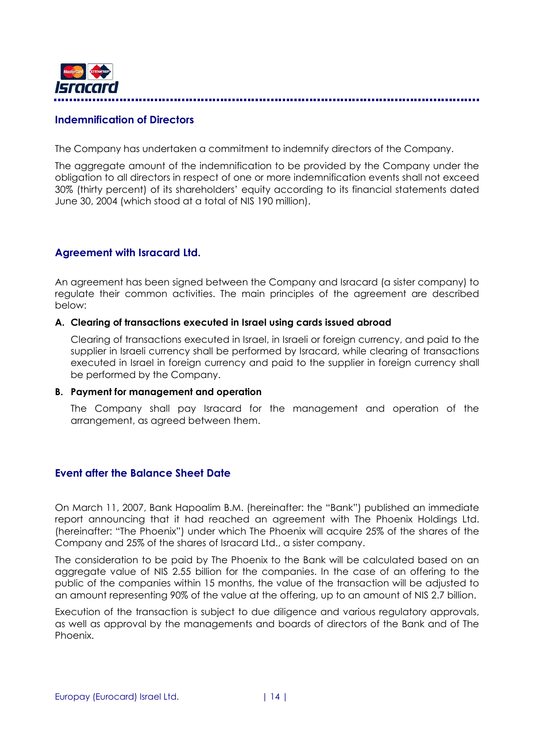## Indemnification of Directors

The Company has undertaken a commitment to indemnify directors of the Company.

The aggregate amount of the indemnification to be provided by the Company under the obligation to all directors in respect of one or more indemnification events shall not exceed 30% (thirty percent) of its shareholders' equity according to its financial statements dated June 30, 2004 (which stood at a total of NIS 190 million).

## Agreement with Isracard Ltd.

An agreement has been signed between the Company and Isracard (a sister company) to regulate their common activities. The main principles of the agreement are described below:

**A. Clearing of transactions executed in Israel using cards issued abroad**

Clearing of transactions executed in Israel, in Israeli or foreign currency, and paid to the supplier in Israeli currency shall be performed by Isracard, while clearing of transactions executed in Israel in foreign currency and paid to the supplier in foreign currency shall be performed by the Company.

**B. Payment for management and operation**

The Company shall pay Isracard for the management and operation of the arrangement, as agreed between them.

## Event after the Balance Sheet Date

On March 11, 2007, Bank Hapoalim B.M. (hereinafter: the "Bank") published an immediate report announcing that it had reached an agreement with The Phoenix Holdings Ltd. (hereinafter: "The Phoenix") under which The Phoenix will acquire 25% of the shares of the Company and 25% of the shares of Isracard Ltd., a sister company.

The consideration to be paid by The Phoenix to the Bank will be calculated based on an aggregate value of NIS 2.55 billion for the companies. In the case of an offering to the public of the companies within 15 months, the value of the transaction will be adjusted to an amount representing 90% of the value at the offering, up to an amount of NIS 2.7 billion.

Execution of the transaction is subject to due diligence and various regulatory approvals, as well as approval by the managements and boards of directors of the Bank and of The Phoenix.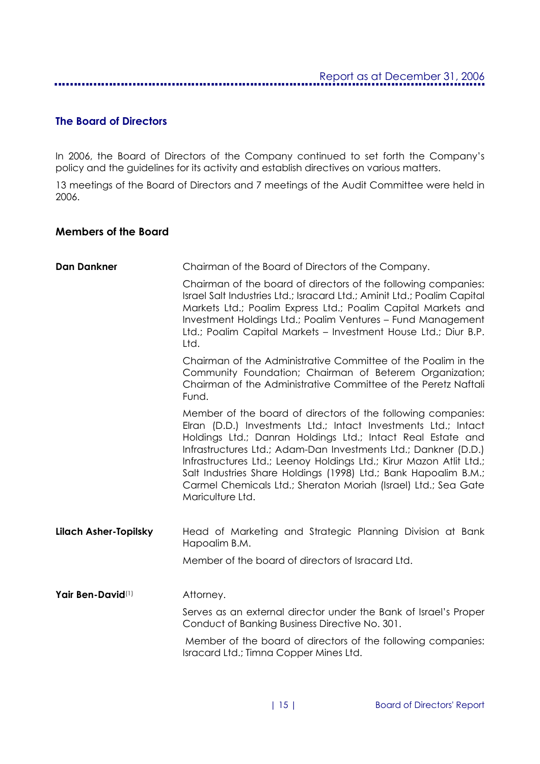## The Board of Directors

In 2006, the Board of Directors of the Company continued to set forth the Company's policy and the guidelines for its activity and establish directives on various matters.

13 meetings of the Board of Directors and 7 meetings of the Audit Committee were held in 2006.

### Members of the Board

**Dan Dankner**

Chairman of the Board of Directors of the Company.

Chairman of the board of directors of the following companies: Israel Salt Industries Ltd.; Isracard Ltd.; Aminit Ltd.; Poalim Capital Markets Ltd.; Poalim Express Ltd.; Poalim Capital Markets and Investment Holdings Ltd.; Poalim Ventures – Fund Management Ltd.; Poalim Capital Markets – Investment House Ltd.; Diur B.P. Ltd.

Chairman of the Administrative Committee of the Poalim in the Community Foundation; Chairman of Beterem Organization; Chairman of the Administrative Committee of the Peretz Naftali Fund.

Member of the board of directors of the following companies: Elran (D.D.) Investments Ltd.; Intact Investments Ltd.; Intact Holdings Ltd.; Danran Holdings Ltd.; Intact Real Estate and Infrastructures Ltd.; Adam-Dan Investments Ltd.; Dankner (D.D.) Infrastructures Ltd.; Leenoy Holdings Ltd.; Kirur Mazon Atlit Ltd.; Salt Industries Share Holdings (1998) Ltd.; Bank Hapoalim B.M.; Carmel Chemicals Ltd.; Sheraton Moriah (Israel) Ltd.; Sea Gate Mariculture Ltd.

**Lilach Asher-Topilsky**

Head of Marketing and Strategic Planning Division at Bank Hapoalim B.M.

Member of the board of directors of Isracard Ltd.

**Yair Ben-David**[1]

Attorney.

Serves as an external director under the Bank of Israel's Proper Conduct of Banking Business Directive No. 301.

Member of the board of directors of the following companies: Isracard Ltd.; Timna Copper Mines Ltd.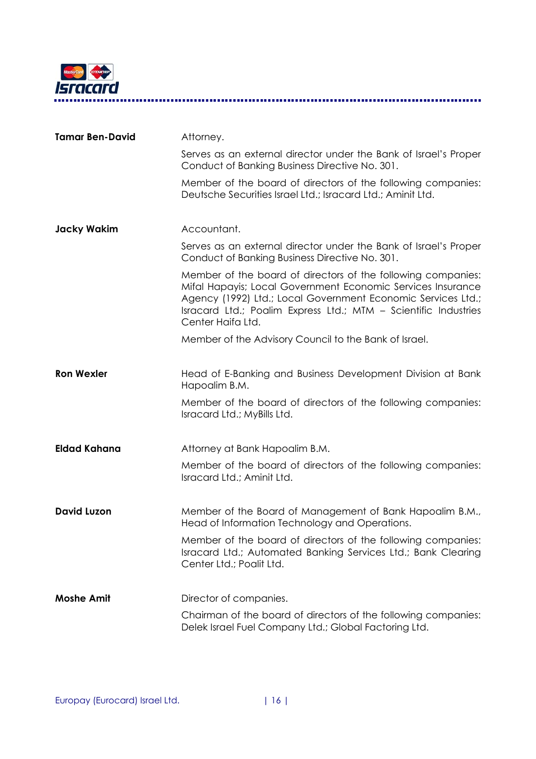**Tamar Ben-David**

Attorney.

Serves as an external director under the Bank of Israel's Proper Conduct of Banking Business Directive No. 301.

Member of the board of directors of the following companies: Deutsche Securities Israel Ltd.; Isracard Ltd.; Aminit Ltd.

**Jacky Wakim**

Accountant.

Serves as an external director under the Bank of Israel's Proper Conduct of Banking Business Directive No. 301.

Member of the board of directors of the following companies: Mifal Hapayis; Local Government Economic Services Insurance Agency (1992) Ltd.; Local Government Economic Services Ltd.; Isracard Ltd.; Poalim Express Ltd.; MTM – Scientific Industries Center Haifa Ltd.

Member of the Advisory Council to the Bank of Israel.

**Ron Wexler**

Head of E-Banking and Business Development Division at Bank Hapoalim B.M.

Member of the board of directors of the following companies: Isracard Ltd.; MyBills Ltd.

**Eldad Kahana**

Attorney at Bank Hapoalim B.M.

Member of the board of directors of the following companies: Isracard Ltd.; Aminit Ltd.

**David Luzon**

Member of the Board of Management of Bank Hapoalim B.M., Head of Information Technology and Operations.

Member of the board of directors of the following companies: Isracard Ltd.; Automated Banking Services Ltd.; Bank Clearing Center Ltd.; Poalit Ltd.

**Moshe Amit**

Director of companies.

Chairman of the board of directors of the following companies: Delek Israel Fuel Company Ltd.; Global Factoring Ltd.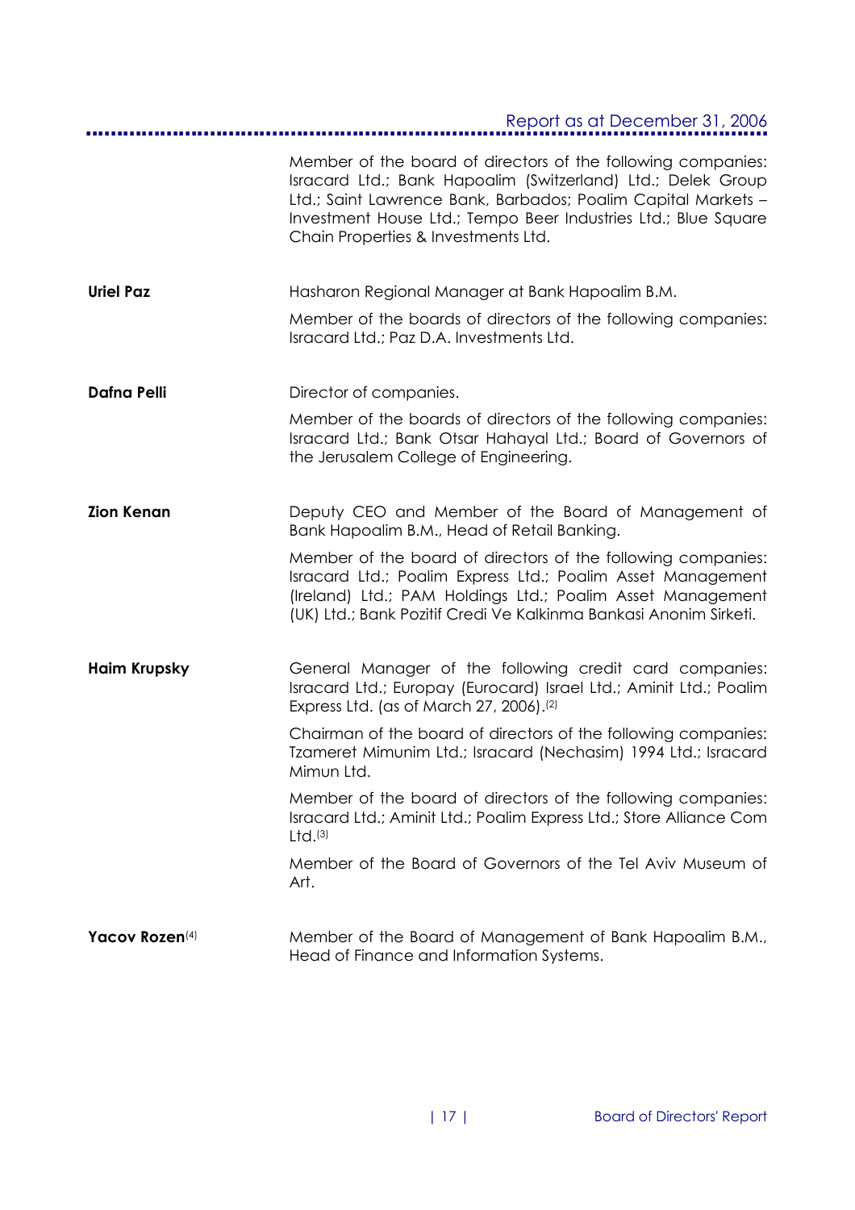Member of the board of directors of the following companies: Isracard Ltd.; Bank Hapoalim (Switzerland) Ltd.; Delek Group Ltd.; Saint Lawrence Bank, Barbados; Poalim Capital Markets – Investment House Ltd.; Tempo Beer Industries Ltd.; Blue Square Chain Properties & Investments Ltd.

**Uriel Paz**

Hasharon Regional Manager at Bank Hapoalim B.M.

Member of the boards of directors of the following companies: Isracard Ltd.; Paz D.A. Investments Ltd.

**Dafna Pelli**

Director of companies.

Member of the boards of directors of the following companies: Isracard Ltd.; Bank Otsar Hahayal Ltd.; Board of Governors of the Jerusalem College of Engineering.

**Zion Kenan**

Deputy CEO and Member of the Board of Management of Bank Hapoalim B.M., Head of Retail Banking.

Member of the board of directors of the following companies: Isracard Ltd.; Poalim Express Ltd.; Poalim Asset Management (Ireland) Ltd.; PAM Holdings Ltd.; Poalim Asset Management (UK) Ltd.; Bank Pozitif Credi Ve Kalkinma Bankasi Anonim Sirketi.

**Haim Krupsky**

General Manager of the following credit card companies: Isracard Ltd.; Europay (Eurocard) Israel Ltd.; Aminit Ltd.; Poalim Express Ltd. (as of March 27, 2006).[2]

Chairman of the board of directors of the following companies: Tzameret Mimunim Ltd.; Isracard (Nechasim) 1994 Ltd.; Isracard Mimun Ltd.

Member of the board of directors of the following companies: Isracard Ltd.; Aminit Ltd.; Poalim Express Ltd.; Store Alliance Com Ltd.[3]

Member of the Board of Governors of the Tel Aviv Museum of Art.

**Yacov Rozen**[4]

Member of the Board of Management of Bank Hapoalim B.M., Head of Finance and Information Systems.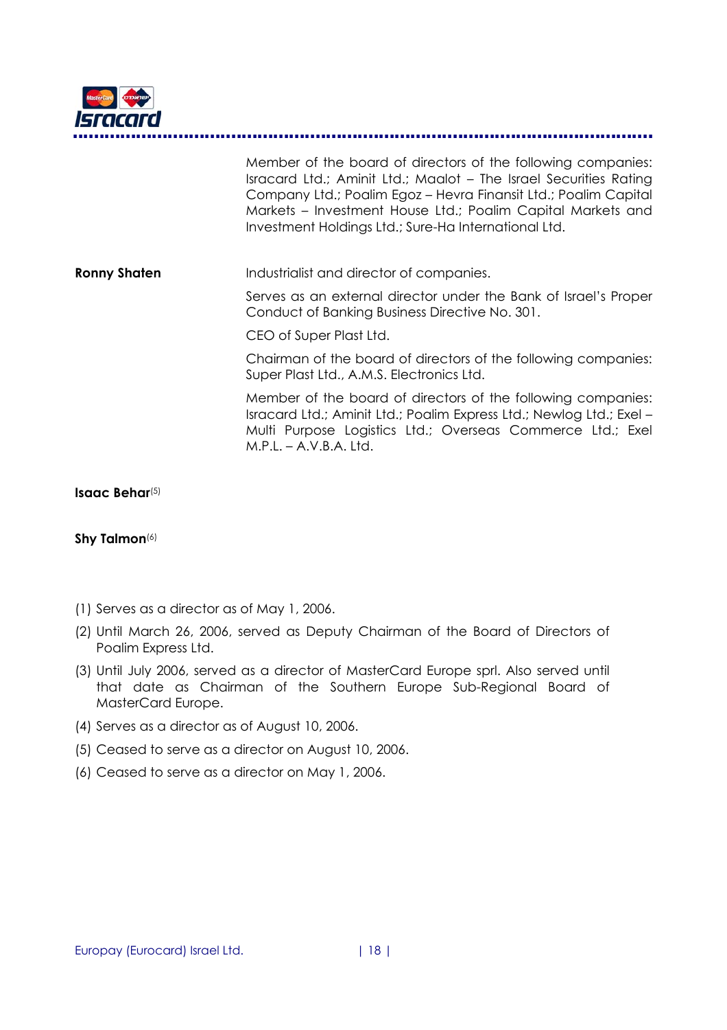| | |
|---|---|
| | Member of the board of directors of the following companies: Isracard Ltd.; Aminit Ltd.; Maalot – The Israel Securities Rating Company Ltd.; Poalim Egoz – Hevra Finansit Ltd.; Poalim Capital Markets – Investment House Ltd.; Poalim Capital Markets and Investment Holdings Ltd.; Sure-Ha International Ltd. |
| **Ronny Shaten** | Industrialist and director of companies.<br>Serves as an external director under the Bank of Israel's Proper Conduct of Banking Business Directive No. 301.<br>CEO of Super Plast Ltd.<br>Chairman of the board of directors of the following companies: Super Plast Ltd., A.M.S. Electronics Ltd.<br>Member of the board of directors of the following companies: Isracard Ltd.; Aminit Ltd.; Poalim Express Ltd.; Newlog Ltd.; Exel – Multi Purpose Logistics Ltd.; Overseas Commerce Ltd.; Exel M.P.L. – A.V.B.A. Ltd. |
| **Isaac Behar**[5] | |
| **Shy Talmon**[6] | |

(1) Serves as a director as of May 1, 2006.

(2) Until March 26, 2006, served as Deputy Chairman of the Board of Directors of Poalim Express Ltd.

(3) Until July 2006, served as a director of MasterCard Europe sprl. Also served until that date as Chairman of the Southern Europe Sub-Regional Board of MasterCard Europe.

(4) Serves as a director as of August 10, 2006.

(5) Ceased to serve as a director on August 10, 2006.

(6) Ceased to serve as a director on May 1, 2006.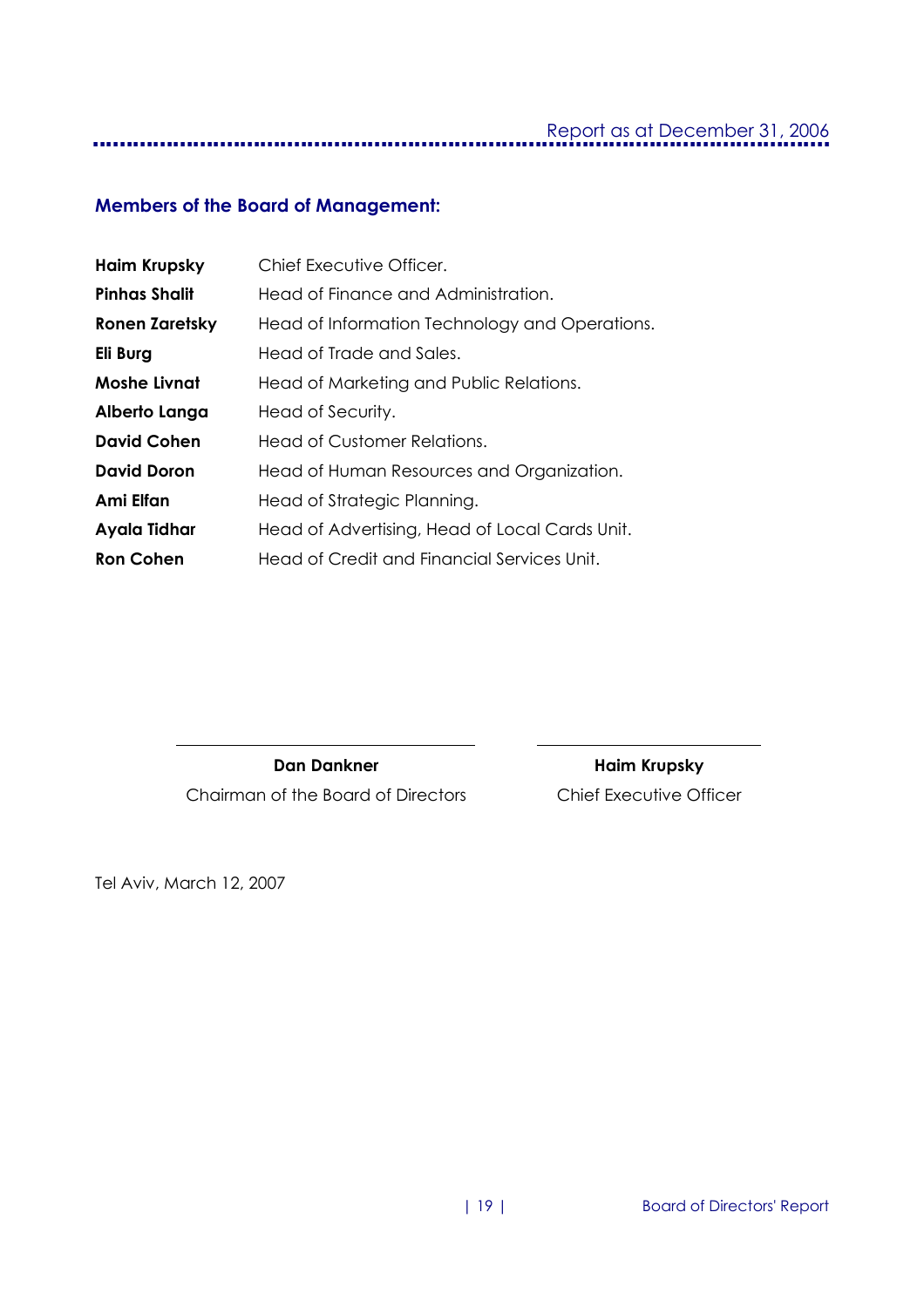## Members of the Board of Management:

| | |
|---|---|
| **Haim Krupsky** | Chief Executive Officer. |
| **Pinhas Shalit** | Head of Finance and Administration. |
| **Ronen Zaretsky** | Head of Information Technology and Operations. |
| **Eli Burg** | Head of Trade and Sales. |
| **Moshe Livnat** | Head of Marketing and Public Relations. |
| **Alberto Langa** | Head of Security. |
| **David Cohen** | Head of Customer Relations. |
| **David Doron** | Head of Human Resources and Organization. |
| **Ami Elfan** | Head of Strategic Planning. |
| **Ayala Tidhar** | Head of Advertising, Head of Local Cards Unit. |
| **Ron Cohen** | Head of Credit and Financial Services Unit. |

| | |
|---|---|
| **Dan Dankner** | **Haim Krupsky** |
| Chairman of the Board of Directors | Chief Executive Officer |

Tel Aviv, March 12, 2007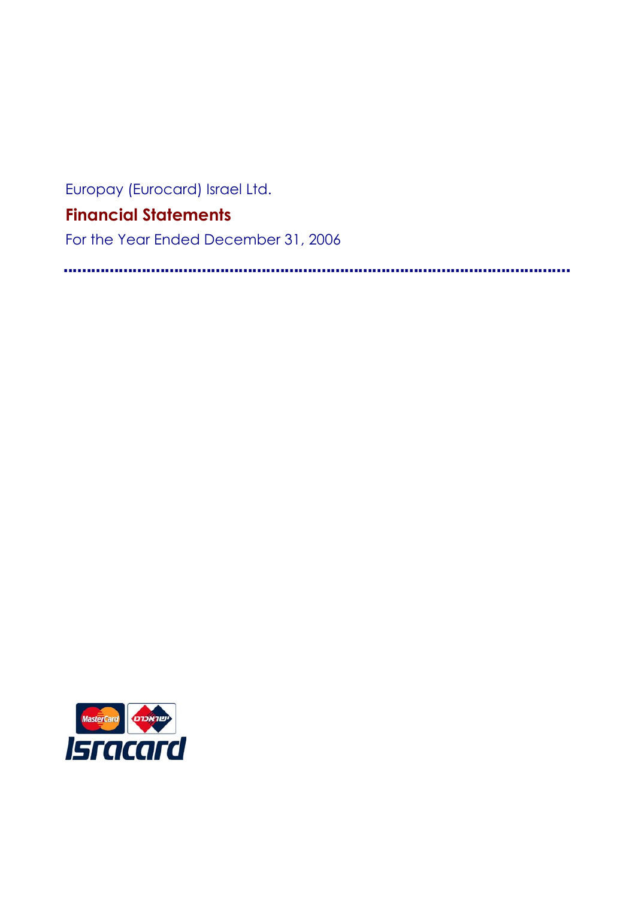Europay (Eurocard) Israel Ltd.

# Financial Statements

For the Year Ended December 31, 2006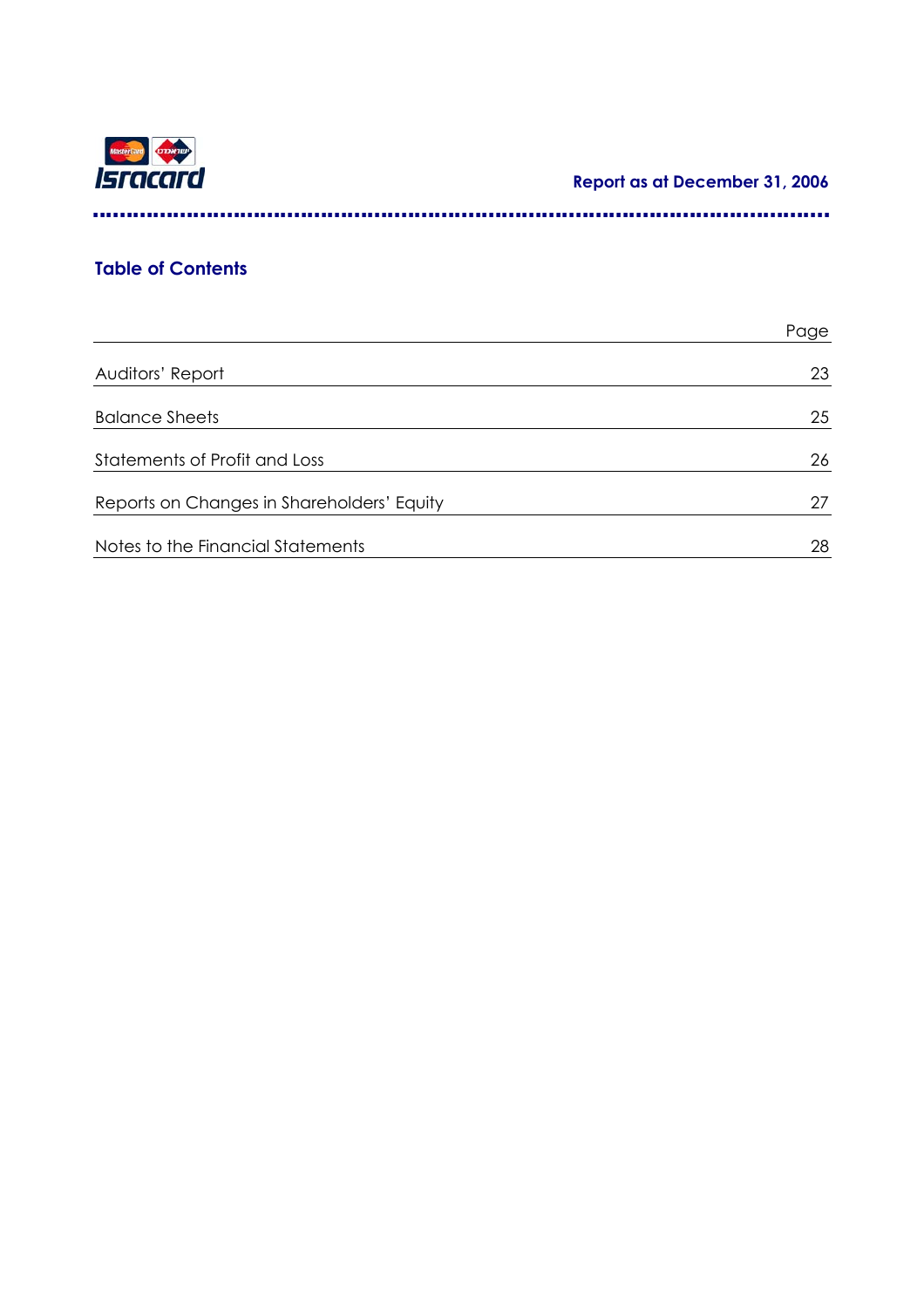Report as at December 31, 2006

## Table of Contents

| | Page |
|---|---|
| Auditors' Report | 23 |
| Balance Sheets | 25 |
| Statements of Profit and Loss | 26 |
| Reports on Changes in Shareholders' Equity | 27 |
| Notes to the Financial Statements | 28 |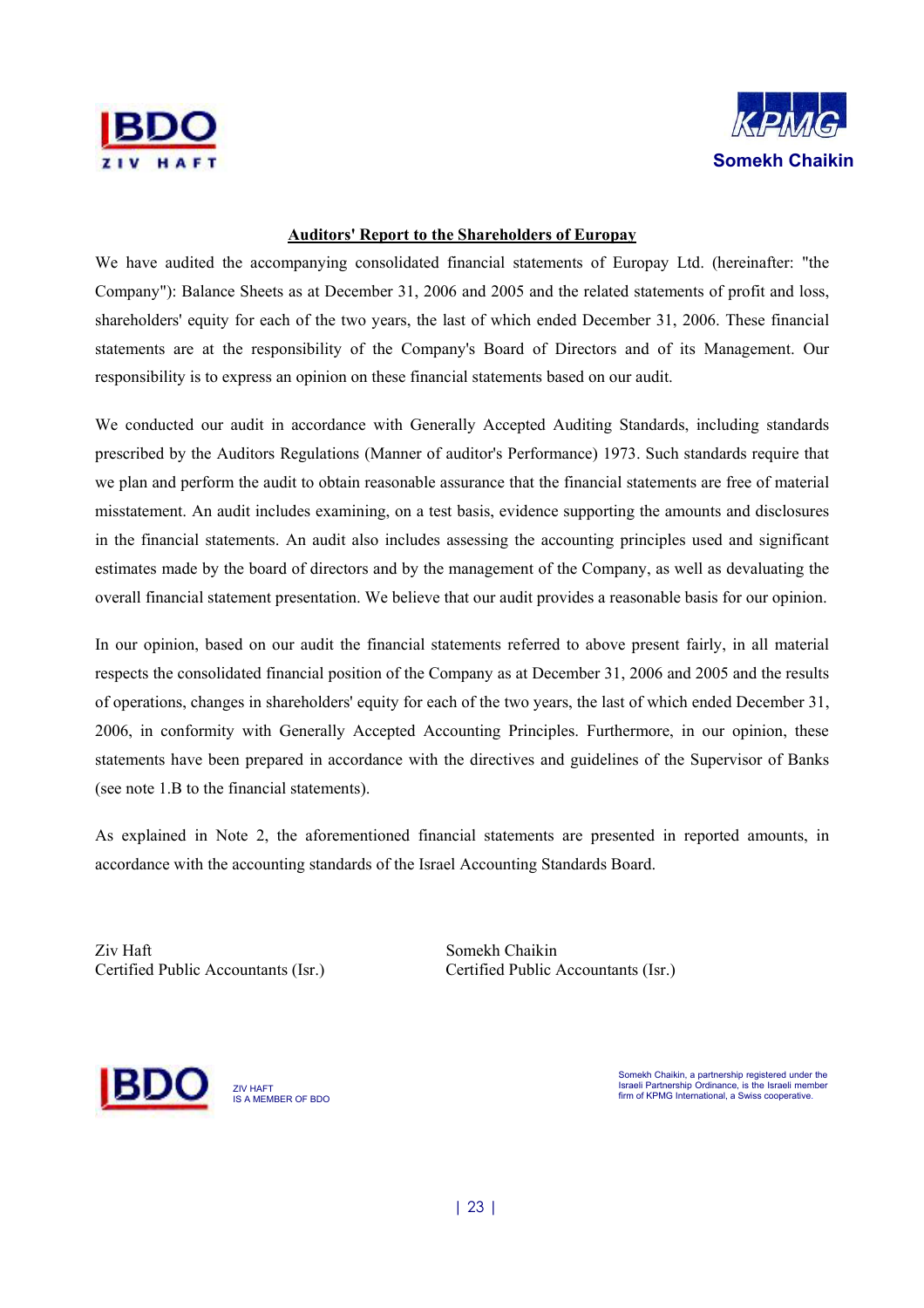## Auditors' Report to the Shareholders of Europay

We have audited the accompanying consolidated financial statements of Europay Ltd. (hereinafter: "the Company"): Balance Sheets as at December 31, 2006 and 2005 and the related statements of profit and loss, shareholders' equity for each of the two years, the last of which ended December 31, 2006. These financial statements are at the responsibility of the Company's Board of Directors and of its Management. Our responsibility is to express an opinion on these financial statements based on our audit.

We conducted our audit in accordance with Generally Accepted Auditing Standards, including standards prescribed by the Auditors Regulations (Manner of auditor's Performance) 1973. Such standards require that we plan and perform the audit to obtain reasonable assurance that the financial statements are free of material misstatement. An audit includes examining, on a test basis, evidence supporting the amounts and disclosures in the financial statements. An audit also includes assessing the accounting principles used and significant estimates made by the board of directors and by the management of the Company, as well as devaluating the overall financial statement presentation. We believe that our audit provides a reasonable basis for our opinion.

In our opinion, based on our audit the financial statements referred to above present fairly, in all material respects the consolidated financial position of the Company as at December 31, 2006 and 2005 and the results of operations, changes in shareholders' equity for each of the two years, the last of which ended December 31, 2006, in conformity with Generally Accepted Accounting Principles. Furthermore, in our opinion, these statements have been prepared in accordance with the directives and guidelines of the Supervisor of Banks (see note 1.B to the financial statements).

As explained in Note 2, the aforementioned financial statements are presented in reported amounts, in accordance with the accounting standards of the Israel Accounting Standards Board.

Ziv Haft
Certified Public Accountants (Isr.)

Somekh Chaikin
Certified Public Accountants (Isr.)

ZIV HAFT
IS A MEMBER OF BDO

Somekh Chaikin, a partnership registered under the Israeli Partnership Ordinance, is the Israeli member firm of KPMG International, a Swiss cooperative.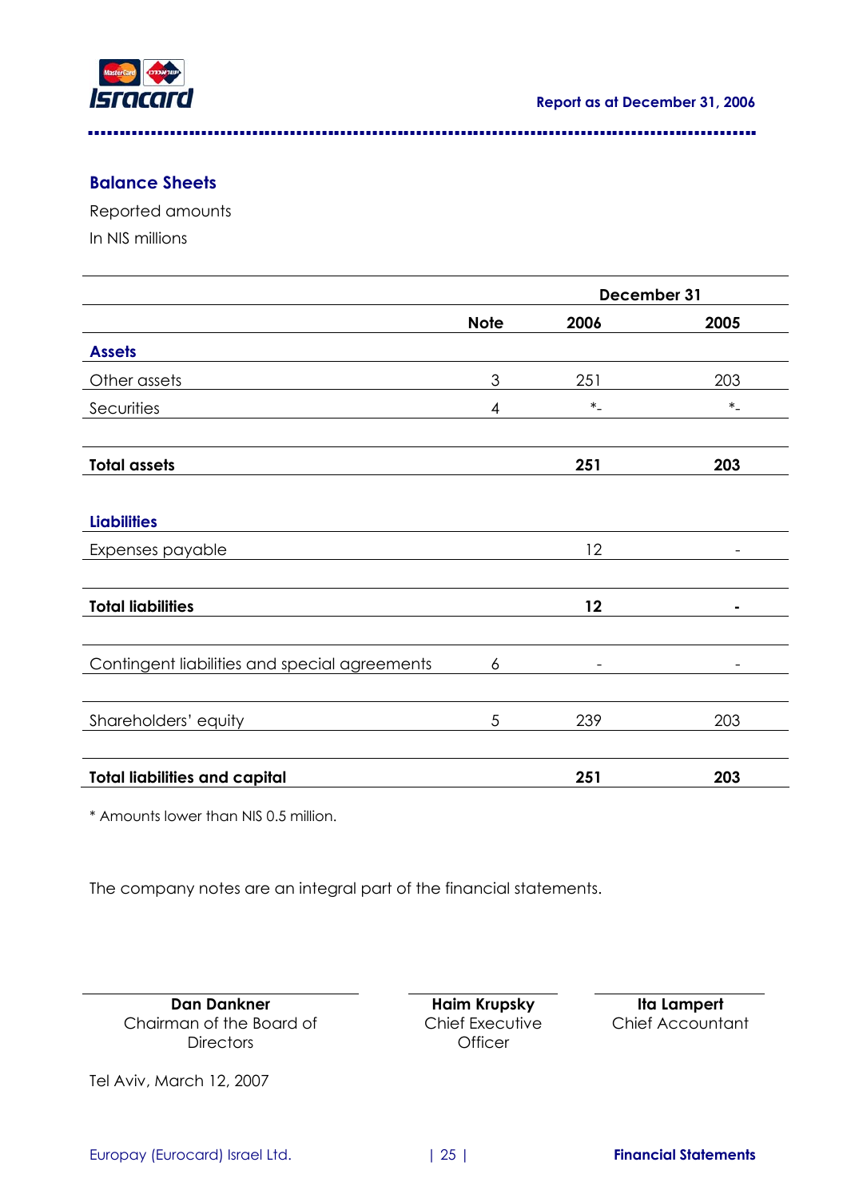## Balance Sheets

Reported amounts

In NIS millions

| | Note | December 31 2006 | December 31 2005 |
|---|---|---|---|
| **Assets** | | | |
| Other assets | 3 | 251 | 203 |
| Securities | 4 | *- | *- |
| **Total assets** | | **251** | **203** |
| **Liabilities** | | | |
| Expenses payable | | 12 | - |
| **Total liabilities** | | **12** | **-** |
| Contingent liabilities and special agreements | 6 | - | - |
| Shareholders' equity | 5 | 239 | 203 |
| **Total liabilities and capital** | | **251** | **203** |

* Amounts lower than NIS 0.5 million.

The company notes are an integral part of the financial statements.

| **Dan Dankner** | **Haim Krupsky** | **Ita Lampert** |
|---|---|---|
| Chairman of the Board of Directors | Chief Executive Officer | Chief Accountant |

Tel Aviv, March 12, 2007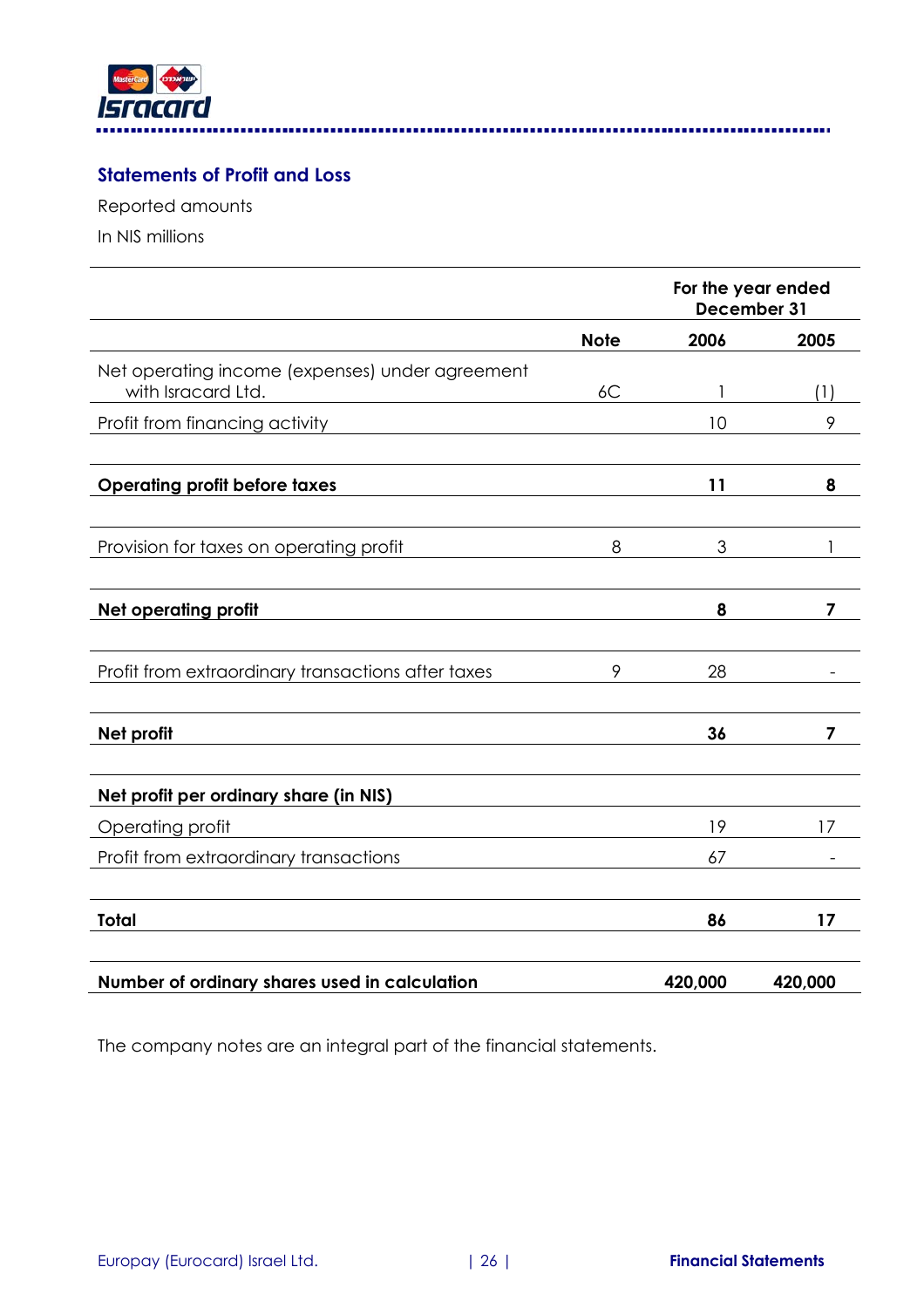## Statements of Profit and Loss

Reported amounts

In NIS millions

| | | For the year ended December 31 | |
|---|---|---|---|
| | **Note** | **2006** | **2005** |
| Net operating income (expenses) under agreement with Isracard Ltd. | 6C | 1 | (1) |
| Profit from financing activity | | 10 | 9 |
| **Operating profit before taxes** | | **11** | **8** |
| Provision for taxes on operating profit | 8 | 3 | 1 |
| **Net operating profit** | | **8** | **7** |
| Profit from extraordinary transactions after taxes | 9 | 28 | - |
| **Net profit** | | **36** | **7** |
| **Net profit per ordinary share (in NIS)** | | | |
| Operating profit | | 19 | 17 |
| Profit from extraordinary transactions | | 67 | - |
| **Total** | | **86** | **17** |
| **Number of ordinary shares used in calculation** | | **420,000** | **420,000** |

The company notes are an integral part of the financial statements.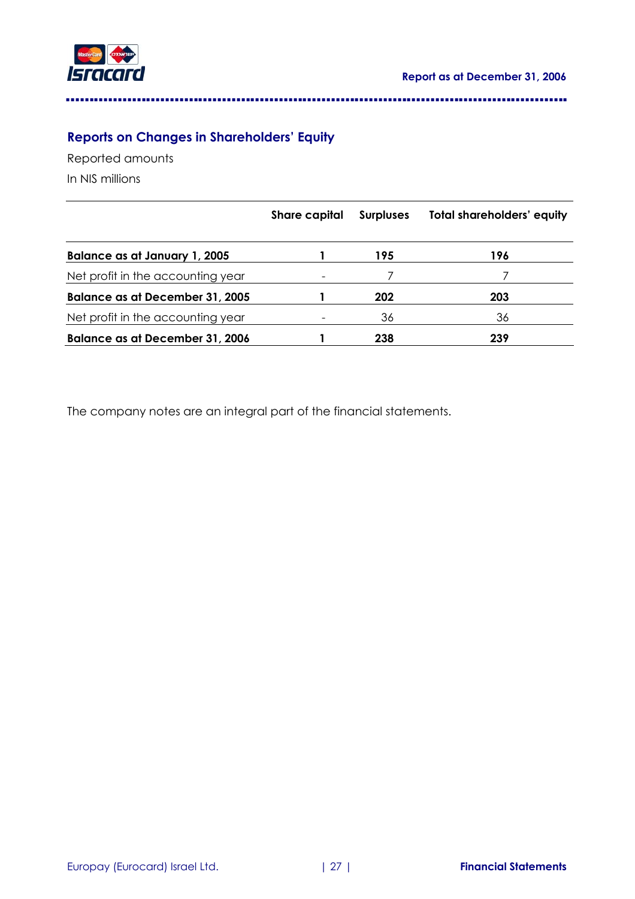## Reports on Changes in Shareholders' Equity

Reported amounts

In NIS millions

| | Share capital | Surpluses | Total shareholders' equity |
|---|---|---|---|
| **Balance as at January 1, 2005** | **1** | **195** | **196** |
| Net profit in the accounting year | - | 7 | 7 |
| **Balance as at December 31, 2005** | **1** | **202** | **203** |
| Net profit in the accounting year | - | 36 | 36 |
| **Balance as at December 31, 2006** | **1** | **238** | **239** |

The company notes are an integral part of the financial statements.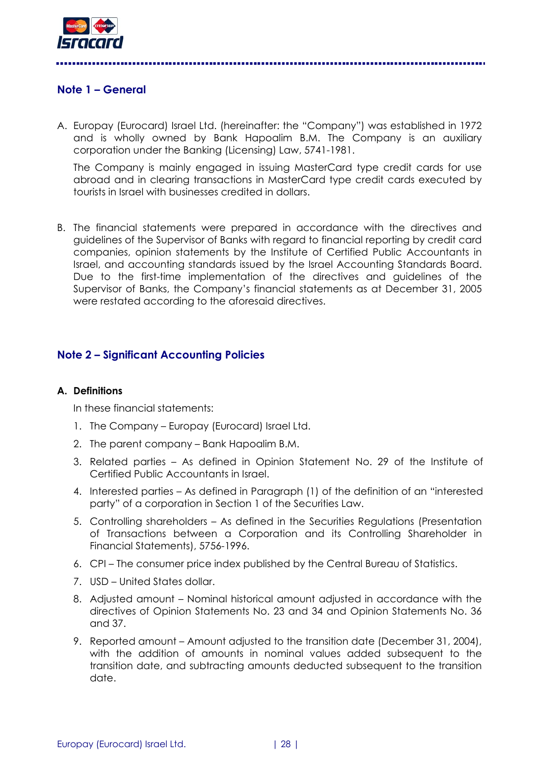## Note 1 – General

A. Europay (Eurocard) Israel Ltd. (hereinafter: the "Company") was established in 1972 and is wholly owned by Bank Hapoalim B.M. The Company is an auxiliary corporation under the Banking (Licensing) Law, 5741-1981.

   The Company is mainly engaged in issuing MasterCard type credit cards for use abroad and in clearing transactions in MasterCard type credit cards executed by tourists in Israel with businesses credited in dollars.

B. The financial statements were prepared in accordance with the directives and guidelines of the Supervisor of Banks with regard to financial reporting by credit card companies, opinion statements by the Institute of Certified Public Accountants in Israel, and accounting standards issued by the Israel Accounting Standards Board. Due to the first-time implementation of the directives and guidelines of the Supervisor of Banks, the Company's financial statements as at December 31, 2005 were restated according to the aforesaid directives.

## Note 2 – Significant Accounting Policies

### A. Definitions

In these financial statements:

1. The Company – Europay (Eurocard) Israel Ltd.
2. The parent company – Bank Hapoalim B.M.
3. Related parties – As defined in Opinion Statement No. 29 of the Institute of Certified Public Accountants in Israel.
4. Interested parties – As defined in Paragraph (1) of the definition of an "interested party" of a corporation in Section 1 of the Securities Law.
5. Controlling shareholders – As defined in the Securities Regulations (Presentation of Transactions between a Corporation and its Controlling Shareholder in Financial Statements), 5756-1996.
6. CPI – The consumer price index published by the Central Bureau of Statistics.
7. USD – United States dollar.
8. Adjusted amount – Nominal historical amount adjusted in accordance with the directives of Opinion Statements No. 23 and 34 and Opinion Statements No. 36 and 37.
9. Reported amount – Amount adjusted to the transition date (December 31, 2004), with the addition of amounts in nominal values added subsequent to the transition date, and subtracting amounts deducted subsequent to the transition date.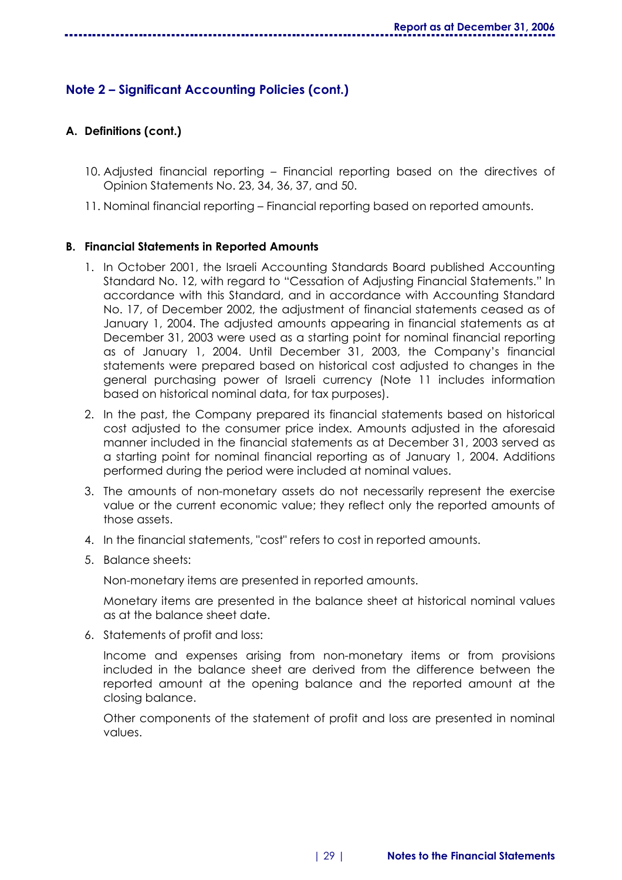## Note 2 – Significant Accounting Policies (cont.)

### A. Definitions (cont.)

10. Adjusted financial reporting – Financial reporting based on the directives of Opinion Statements No. 23, 34, 36, 37, and 50.
11. Nominal financial reporting – Financial reporting based on reported amounts.

### B. Financial Statements in Reported Amounts

1. In October 2001, the Israeli Accounting Standards Board published Accounting Standard No. 12, with regard to "Cessation of Adjusting Financial Statements." In accordance with this Standard, and in accordance with Accounting Standard No. 17, of December 2002, the adjustment of financial statements ceased as of January 1, 2004. The adjusted amounts appearing in financial statements as at December 31, 2003 were used as a starting point for nominal financial reporting as of January 1, 2004. Until December 31, 2003, the Company's financial statements were prepared based on historical cost adjusted to changes in the general purchasing power of Israeli currency (Note 11 includes information based on historical nominal data, for tax purposes).
2. In the past, the Company prepared its financial statements based on historical cost adjusted to the consumer price index. Amounts adjusted in the aforesaid manner included in the financial statements as at December 31, 2003 served as a starting point for nominal financial reporting as of January 1, 2004. Additions performed during the period were included at nominal values.
3. The amounts of non-monetary assets do not necessarily represent the exercise value or the current economic value; they reflect only the reported amounts of those assets.
4. In the financial statements, "cost" refers to cost in reported amounts.
5. Balance sheets:

   Non-monetary items are presented in reported amounts.

   Monetary items are presented in the balance sheet at historical nominal values as at the balance sheet date.
6. Statements of profit and loss:

   Income and expenses arising from non-monetary items or from provisions included in the balance sheet are derived from the difference between the reported amount at the opening balance and the reported amount at the closing balance.

   Other components of the statement of profit and loss are presented in nominal values.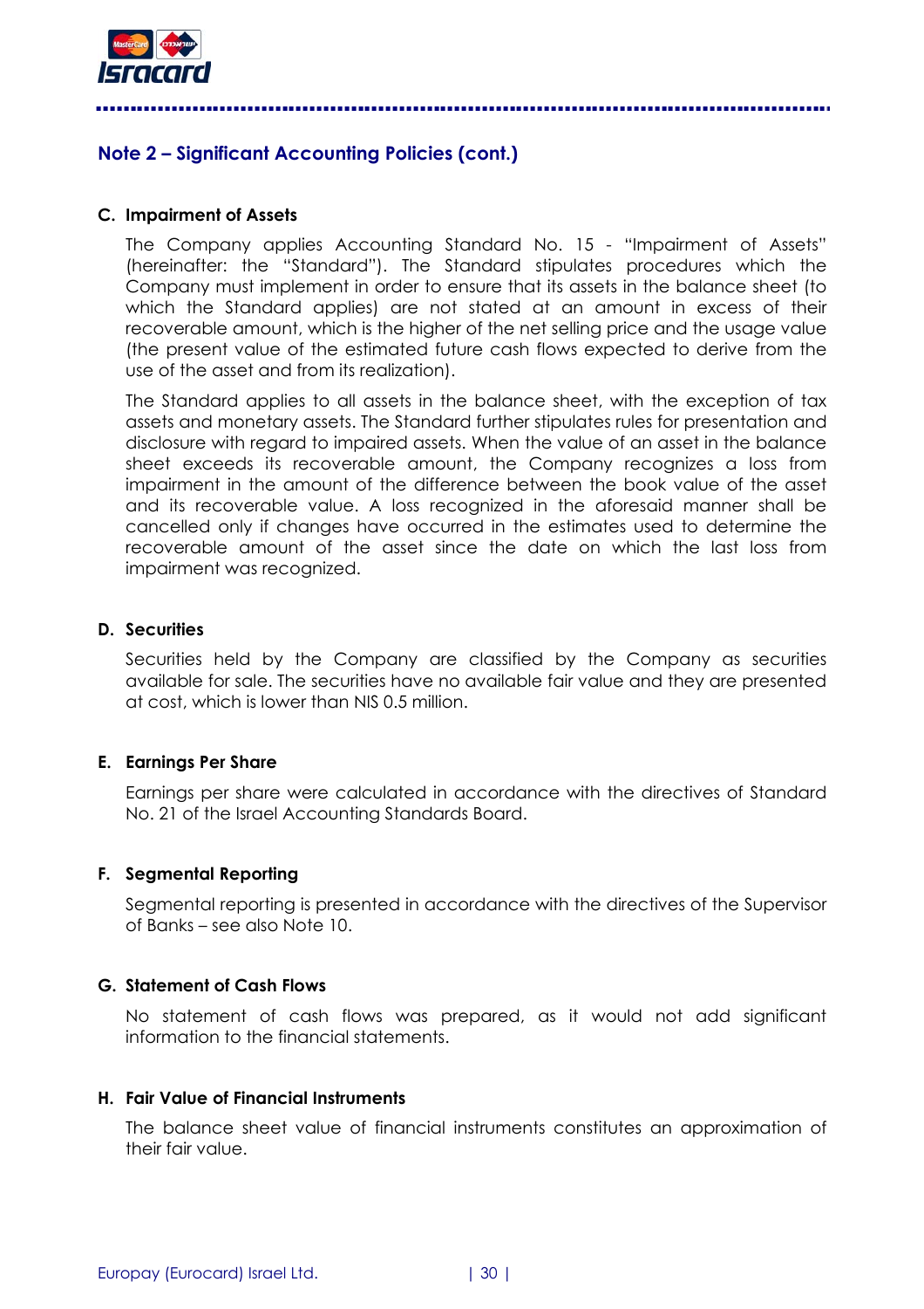## Note 2 – Significant Accounting Policies (cont.)

### C. Impairment of Assets

The Company applies Accounting Standard No. 15 - "Impairment of Assets" (hereinafter: the "Standard"). The Standard stipulates procedures which the Company must implement in order to ensure that its assets in the balance sheet (to which the Standard applies) are not stated at an amount in excess of their recoverable amount, which is the higher of the net selling price and the usage value (the present value of the estimated future cash flows expected to derive from the use of the asset and from its realization).

The Standard applies to all assets in the balance sheet, with the exception of tax assets and monetary assets. The Standard further stipulates rules for presentation and disclosure with regard to impaired assets. When the value of an asset in the balance sheet exceeds its recoverable amount, the Company recognizes a loss from impairment in the amount of the difference between the book value of the asset and its recoverable value. A loss recognized in the aforesaid manner shall be cancelled only if changes have occurred in the estimates used to determine the recoverable amount of the asset since the date on which the last loss from impairment was recognized.

### D. Securities

Securities held by the Company are classified by the Company as securities available for sale. The securities have no available fair value and they are presented at cost, which is lower than NIS 0.5 million.

### E. Earnings Per Share

Earnings per share were calculated in accordance with the directives of Standard No. 21 of the Israel Accounting Standards Board.

### F. Segmental Reporting

Segmental reporting is presented in accordance with the directives of the Supervisor of Banks – see also Note 10.

### G. Statement of Cash Flows

No statement of cash flows was prepared, as it would not add significant information to the financial statements.

### H. Fair Value of Financial Instruments

The balance sheet value of financial instruments constitutes an approximation of their fair value.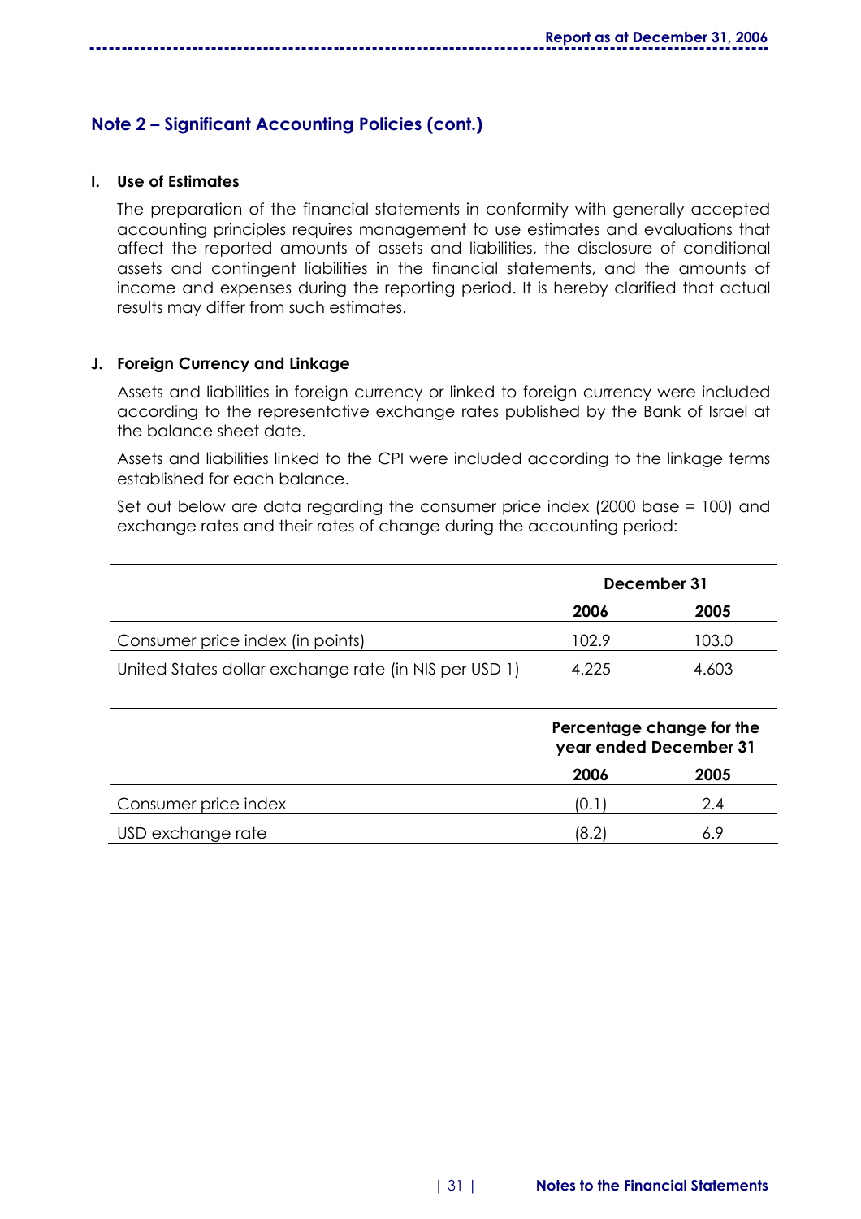## Note 2 – Significant Accounting Policies (cont.)

**I. Use of Estimates**

The preparation of the financial statements in conformity with generally accepted accounting principles requires management to use estimates and evaluations that affect the reported amounts of assets and liabilities, the disclosure of conditional assets and contingent liabilities in the financial statements, and the amounts of income and expenses during the reporting period. It is hereby clarified that actual results may differ from such estimates.

**J. Foreign Currency and Linkage**

Assets and liabilities in foreign currency or linked to foreign currency were included according to the representative exchange rates published by the Bank of Israel at the balance sheet date.

Assets and liabilities linked to the CPI were included according to the linkage terms established for each balance.

Set out below are data regarding the consumer price index (2000 base = 100) and exchange rates and their rates of change during the accounting period:

| | **December 31** | |
|---|---|---|
| | **2006** | **2005** |
| Consumer price index (in points) | 102.9 | 103.0 |
| United States dollar exchange rate (in NIS per USD 1) | 4.225 | 4.603 |

| | **Percentage change for the year ended December 31** | |
|---|---|---|
| | **2006** | **2005** |
| Consumer price index | (0.1) | 2.4 |
| USD exchange rate | (8.2) | 6.9 |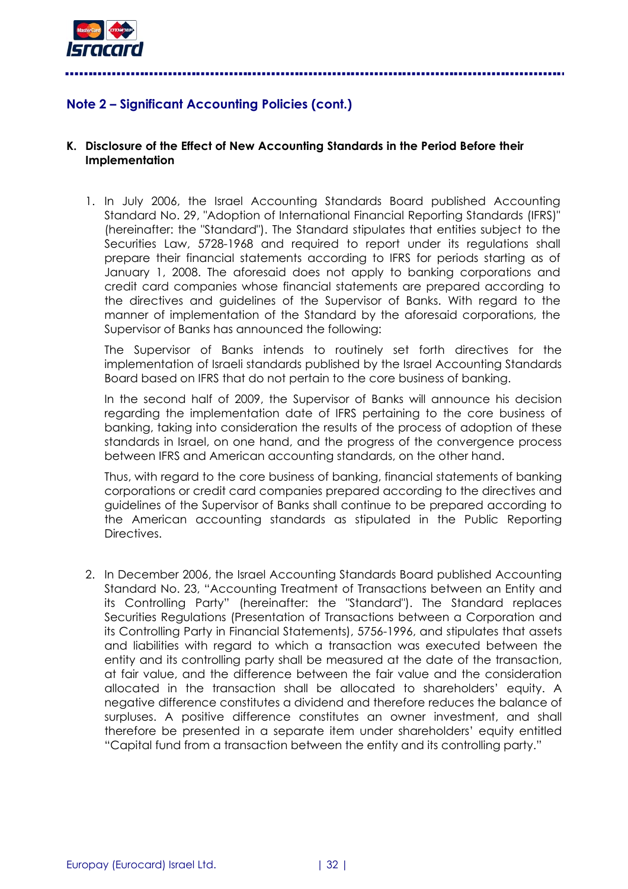## Note 2 – Significant Accounting Policies (cont.)

**K. Disclosure of the Effect of New Accounting Standards in the Period Before their Implementation**

1. In July 2006, the Israel Accounting Standards Board published Accounting Standard No. 29, "Adoption of International Financial Reporting Standards (IFRS)" (hereinafter: the "Standard"). The Standard stipulates that entities subject to the Securities Law, 5728-1968 and required to report under its regulations shall prepare their financial statements according to IFRS for periods starting as of January 1, 2008. The aforesaid does not apply to banking corporations and credit card companies whose financial statements are prepared according to the directives and guidelines of the Supervisor of Banks. With regard to the manner of implementation of the Standard by the aforesaid corporations, the Supervisor of Banks has announced the following:

   The Supervisor of Banks intends to routinely set forth directives for the implementation of Israeli standards published by the Israel Accounting Standards Board based on IFRS that do not pertain to the core business of banking.

   In the second half of 2009, the Supervisor of Banks will announce his decision regarding the implementation date of IFRS pertaining to the core business of banking, taking into consideration the results of the process of adoption of these standards in Israel, on one hand, and the progress of the convergence process between IFRS and American accounting standards, on the other hand.

   Thus, with regard to the core business of banking, financial statements of banking corporations or credit card companies prepared according to the directives and guidelines of the Supervisor of Banks shall continue to be prepared according to the American accounting standards as stipulated in the Public Reporting Directives.

2. In December 2006, the Israel Accounting Standards Board published Accounting Standard No. 23, "Accounting Treatment of Transactions between an Entity and its Controlling Party" (hereinafter: the "Standard"). The Standard replaces Securities Regulations (Presentation of Transactions between a Corporation and its Controlling Party in Financial Statements), 5756-1996, and stipulates that assets and liabilities with regard to which a transaction was executed between the entity and its controlling party shall be measured at the date of the transaction, at fair value, and the difference between the fair value and the consideration allocated in the transaction shall be allocated to shareholders' equity. A negative difference constitutes a dividend and therefore reduces the balance of surpluses. A positive difference constitutes an owner investment, and shall therefore be presented in a separate item under shareholders' equity entitled "Capital fund from a transaction between the entity and its controlling party."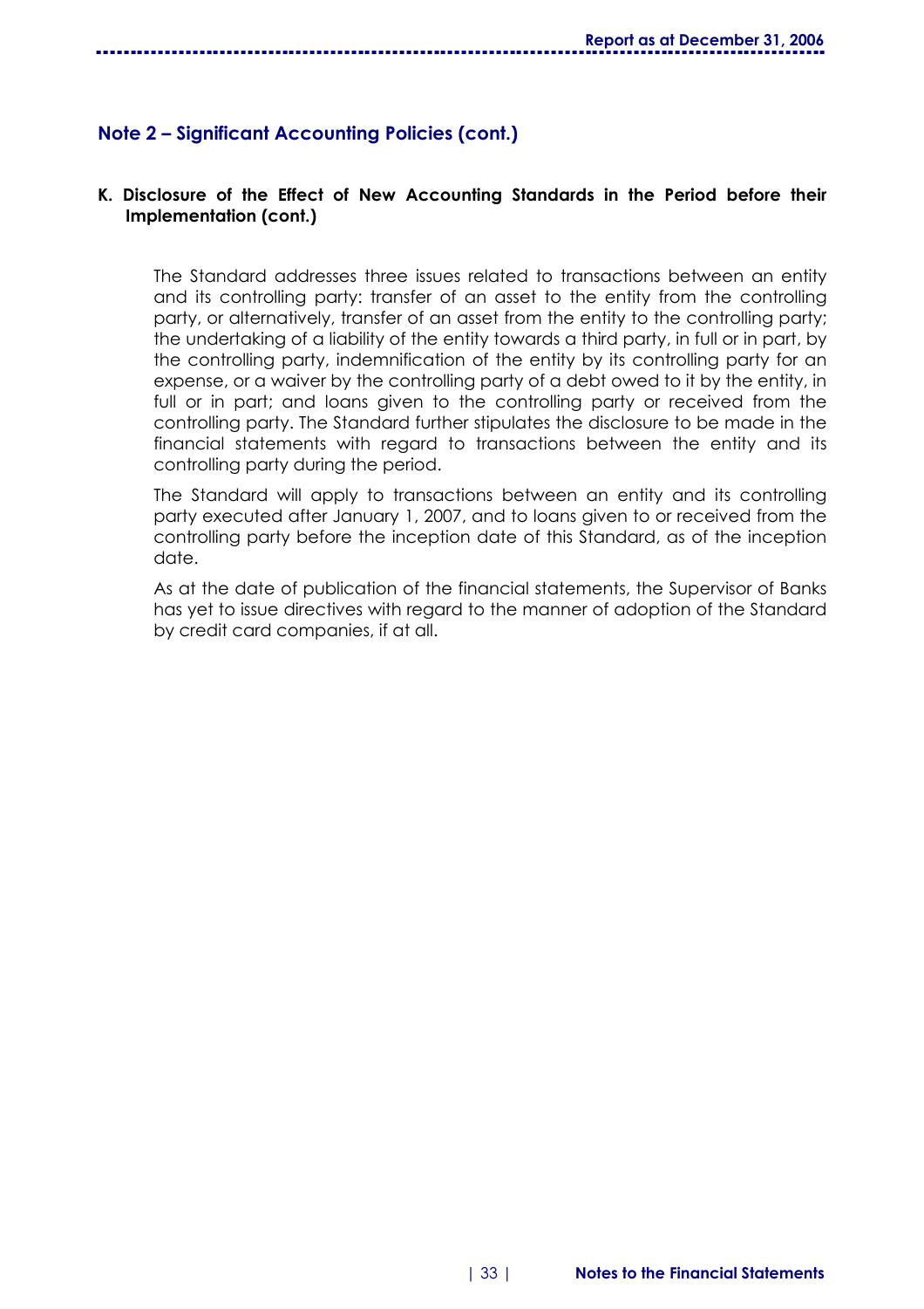## Note 2 – Significant Accounting Policies (cont.)

### K. Disclosure of the Effect of New Accounting Standards in the Period before their Implementation (cont.)

The Standard addresses three issues related to transactions between an entity and its controlling party: transfer of an asset to the entity from the controlling party, or alternatively, transfer of an asset from the entity to the controlling party; the undertaking of a liability of the entity towards a third party, in full or in part, by the controlling party, indemnification of the entity by its controlling party for an expense, or a waiver by the controlling party of a debt owed to it by the entity, in full or in part; and loans given to the controlling party or received from the controlling party. The Standard further stipulates the disclosure to be made in the financial statements with regard to transactions between the entity and its controlling party during the period.

The Standard will apply to transactions between an entity and its controlling party executed after January 1, 2007, and to loans given to or received from the controlling party before the inception date of this Standard, as of the inception date.

As at the date of publication of the financial statements, the Supervisor of Banks has yet to issue directives with regard to the manner of adoption of the Standard by credit card companies, if at all.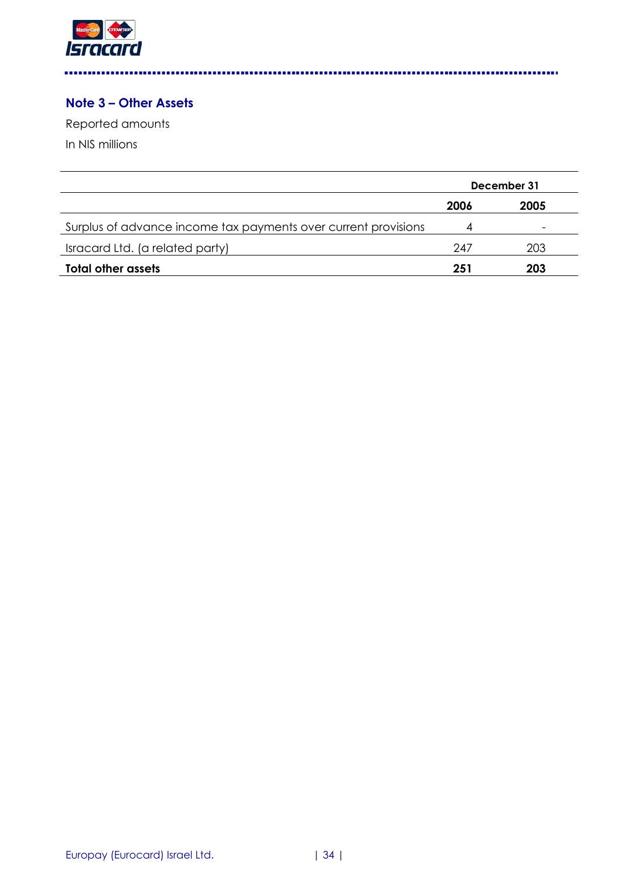## Note 3 – Other Assets

Reported amounts

In NIS millions

| | December 31 | |
|---|---|---|
| | **2006** | **2005** |
| Surplus of advance income tax payments over current provisions | 4 | - |
| Isracard Ltd. (a related party) | 247 | 203 |
| **Total other assets** | **251** | **203** |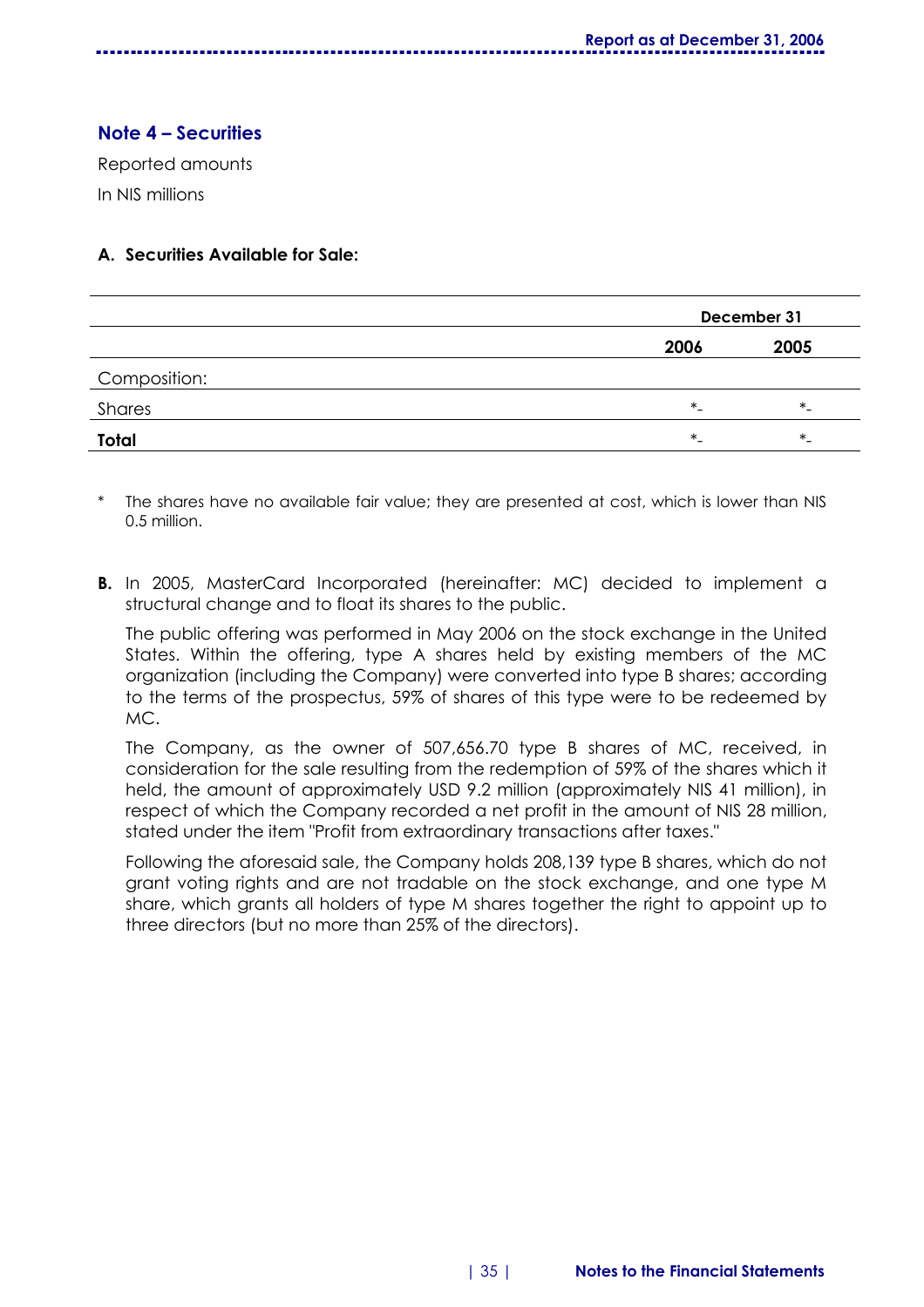## Note 4 – Securities

Reported amounts

In NIS millions

**A. Securities Available for Sale:**

| | December 31 | |
|---|---|---|
| | **2006** | **2005** |
| Composition: | | |
| Shares | *- | *- |
| **Total** | *- | *- |

\* The shares have no available fair value; they are presented at cost, which is lower than NIS 0.5 million.

**B.** In 2005, MasterCard Incorporated (hereinafter: MC) decided to implement a structural change and to float its shares to the public.

The public offering was performed in May 2006 on the stock exchange in the United States. Within the offering, type A shares held by existing members of the MC organization (including the Company) were converted into type B shares; according to the terms of the prospectus, 59% of shares of this type were to be redeemed by MC.

The Company, as the owner of 507,656.70 type B shares of MC, received, in consideration for the sale resulting from the redemption of 59% of the shares which it held, the amount of approximately USD 9.2 million (approximately NIS 41 million), in respect of which the Company recorded a net profit in the amount of NIS 28 million, stated under the item "Profit from extraordinary transactions after taxes."

Following the aforesaid sale, the Company holds 208,139 type B shares, which do not grant voting rights and are not tradable on the stock exchange, and one type M share, which grants all holders of type M shares together the right to appoint up to three directors (but no more than 25% of the directors).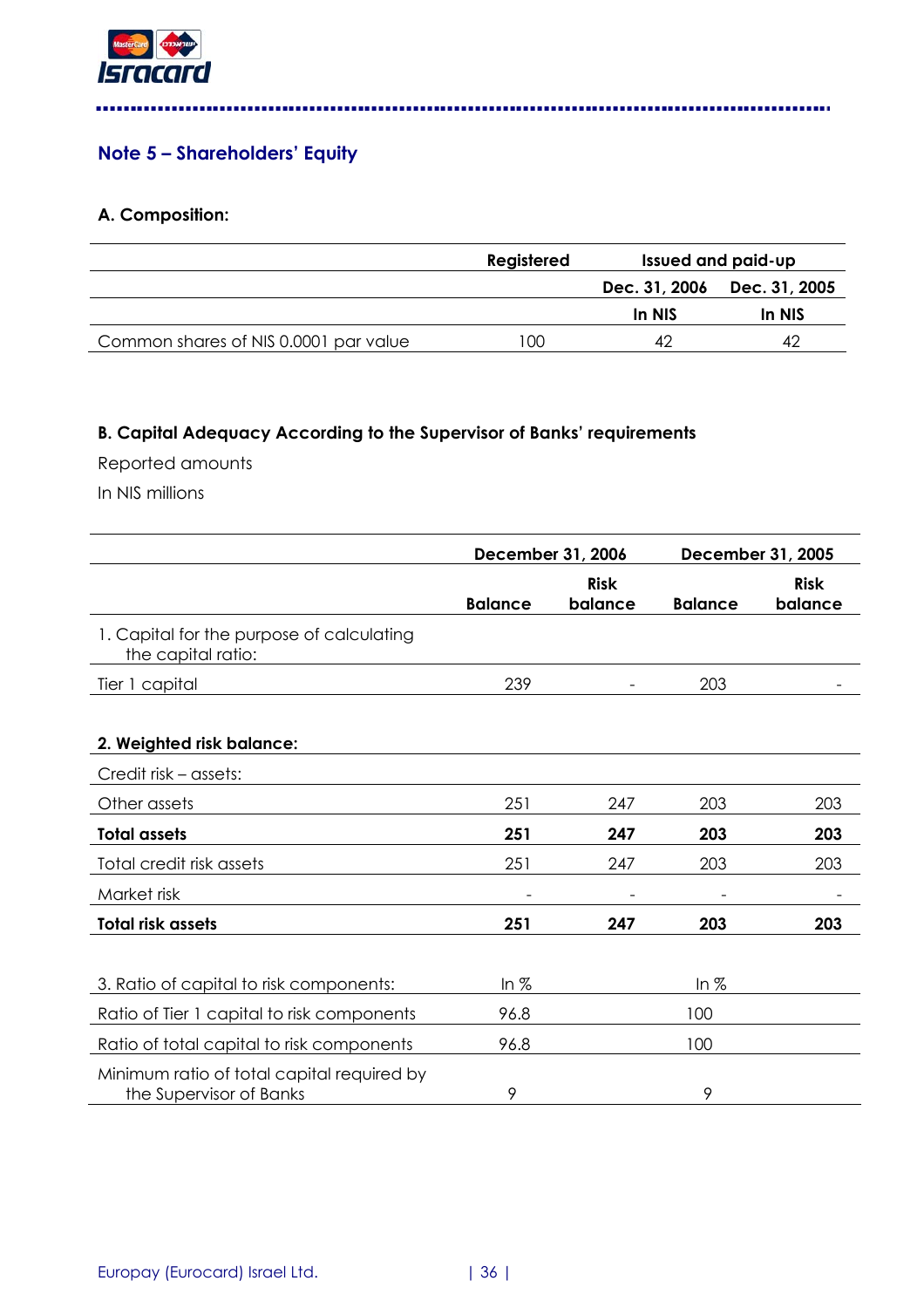## Note 5 – Shareholders' Equity

### A. Composition:

| | Registered | Issued and paid-up | |
|---|---|---|---|
| | | Dec. 31, 2006 | Dec. 31, 2005 |
| | | In NIS | In NIS |
| Common shares of NIS 0.0001 par value | 100 | 42 | 42 |

### B. Capital Adequacy According to the Supervisor of Banks' requirements

Reported amounts

In NIS millions

| | December 31, 2006 | | December 31, 2005 | |
|---|---|---|---|---|
| | Balance | Risk balance | Balance | Risk balance |
| 1. Capital for the purpose of calculating the capital ratio: | | | | |
| Tier 1 capital | 239 | - | 203 | - |
| **2. Weighted risk balance:** | | | | |
| Credit risk – assets: | | | | |
| Other assets | 251 | 247 | 203 | 203 |
| **Total assets** | **251** | **247** | **203** | **203** |
| Total credit risk assets | 251 | 247 | 203 | 203 |
| Market risk | - | - | - | - |
| **Total risk assets** | **251** | **247** | **203** | **203** |

| 3. Ratio of capital to risk components: | In % | In % |
|---|---|---|
| Ratio of Tier 1 capital to risk components | 96.8 | 100 |
| Ratio of total capital to risk components | 96.8 | 100 |
| Minimum ratio of total capital required by the Supervisor of Banks | 9 | 9 |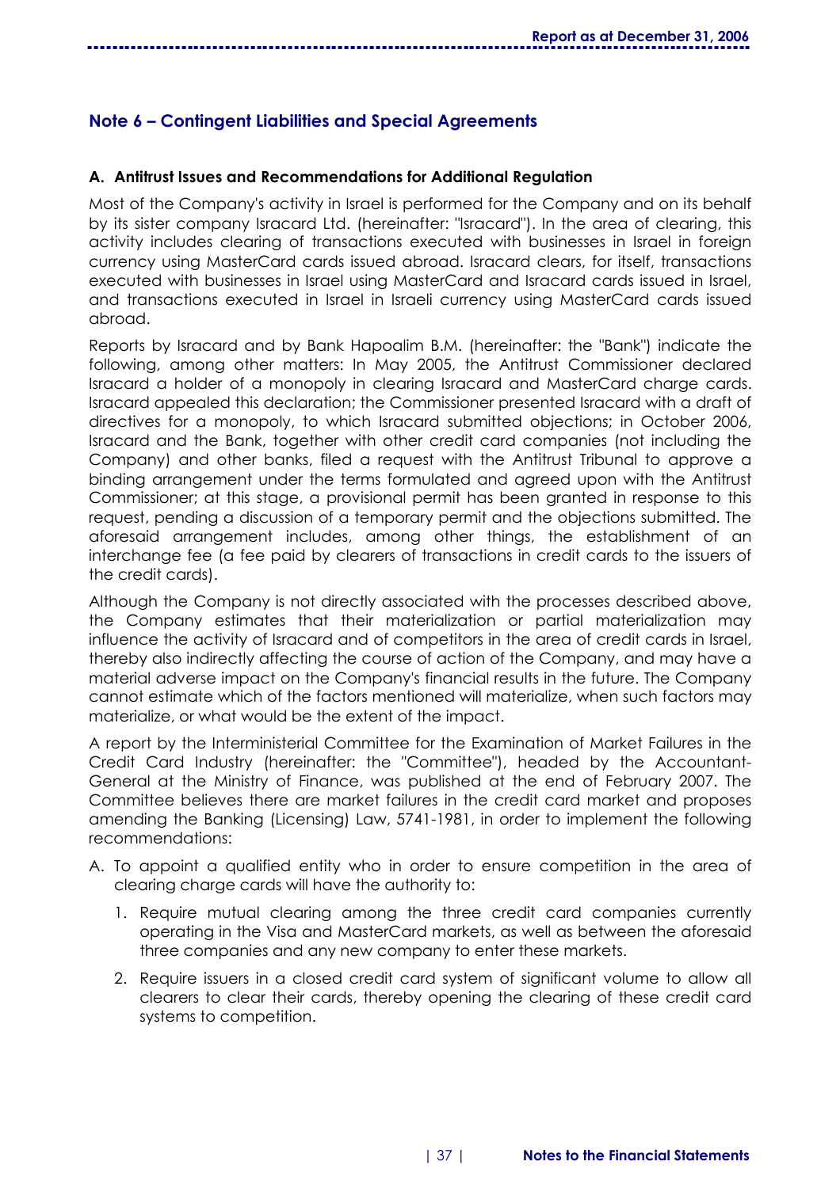## Note 6 – Contingent Liabilities and Special Agreements

### A. Antitrust Issues and Recommendations for Additional Regulation

Most of the Company's activity in Israel is performed for the Company and on its behalf by its sister company Isracard Ltd. (hereinafter: "Isracard"). In the area of clearing, this activity includes clearing of transactions executed with businesses in Israel in foreign currency using MasterCard cards issued abroad. Isracard clears, for itself, transactions executed with businesses in Israel using MasterCard and Isracard cards issued in Israel, and transactions executed in Israel in Israeli currency using MasterCard cards issued abroad.

Reports by Isracard and by Bank Hapoalim B.M. (hereinafter: the "Bank") indicate the following, among other matters: In May 2005, the Antitrust Commissioner declared Isracard a holder of a monopoly in clearing Isracard and MasterCard charge cards. Isracard appealed this declaration; the Commissioner presented Isracard with a draft of directives for a monopoly, to which Isracard submitted objections; in October 2006, Isracard and the Bank, together with other credit card companies (not including the Company) and other banks, filed a request with the Antitrust Tribunal to approve a binding arrangement under the terms formulated and agreed upon with the Antitrust Commissioner; at this stage, a provisional permit has been granted in response to this request, pending a discussion of a temporary permit and the objections submitted. The aforesaid arrangement includes, among other things, the establishment of an interchange fee (a fee paid by clearers of transactions in credit cards to the issuers of the credit cards).

Although the Company is not directly associated with the processes described above, the Company estimates that their materialization or partial materialization may influence the activity of Isracard and of competitors in the area of credit cards in Israel, thereby also indirectly affecting the course of action of the Company, and may have a material adverse impact on the Company's financial results in the future. The Company cannot estimate which of the factors mentioned will materialize, when such factors may materialize, or what would be the extent of the impact.

A report by the Interministerial Committee for the Examination of Market Failures in the Credit Card Industry (hereinafter: the "Committee"), headed by the Accountant-General at the Ministry of Finance, was published at the end of February 2007. The Committee believes there are market failures in the credit card market and proposes amending the Banking (Licensing) Law, 5741-1981, in order to implement the following recommendations:

A. To appoint a qualified entity who in order to ensure competition in the area of clearing charge cards will have the authority to:

   1. Require mutual clearing among the three credit card companies currently operating in the Visa and MasterCard markets, as well as between the aforesaid three companies and any new company to enter these markets.

   2. Require issuers in a closed credit card system of significant volume to allow all clearers to clear their cards, thereby opening the clearing of these credit card systems to competition.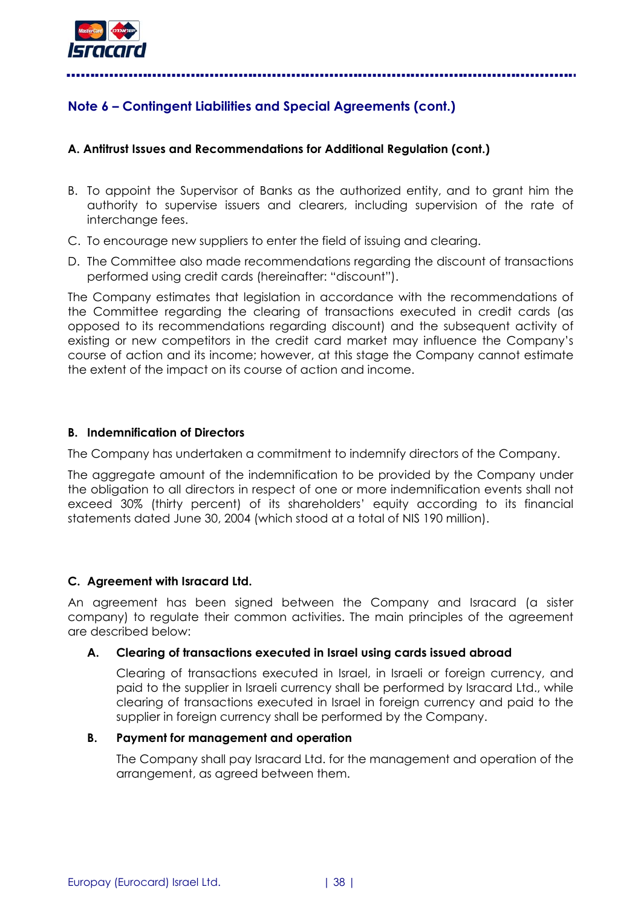## Note 6 – Contingent Liabilities and Special Agreements (cont.)

### A. Antitrust Issues and Recommendations for Additional Regulation (cont.)

B. To appoint the Supervisor of Banks as the authorized entity, and to grant him the authority to supervise issuers and clearers, including supervision of the rate of interchange fees.

C. To encourage new suppliers to enter the field of issuing and clearing.

D. The Committee also made recommendations regarding the discount of transactions performed using credit cards (hereinafter: "discount").

The Company estimates that legislation in accordance with the recommendations of the Committee regarding the clearing of transactions executed in credit cards (as opposed to its recommendations regarding discount) and the subsequent activity of existing or new competitors in the credit card market may influence the Company's course of action and its income; however, at this stage the Company cannot estimate the extent of the impact on its course of action and income.

### B. Indemnification of Directors

The Company has undertaken a commitment to indemnify directors of the Company.

The aggregate amount of the indemnification to be provided by the Company under the obligation to all directors in respect of one or more indemnification events shall not exceed 30% (thirty percent) of its shareholders' equity according to its financial statements dated June 30, 2004 (which stood at a total of NIS 190 million).

### C. Agreement with Isracard Ltd.

An agreement has been signed between the Company and Isracard (a sister company) to regulate their common activities. The main principles of the agreement are described below:

**A. Clearing of transactions executed in Israel using cards issued abroad**

Clearing of transactions executed in Israel, in Israeli or foreign currency, and paid to the supplier in Israeli currency shall be performed by Isracard Ltd., while clearing of transactions executed in Israel in foreign currency and paid to the supplier in foreign currency shall be performed by the Company.

**B. Payment for management and operation**

The Company shall pay Isracard Ltd. for the management and operation of the arrangement, as agreed between them.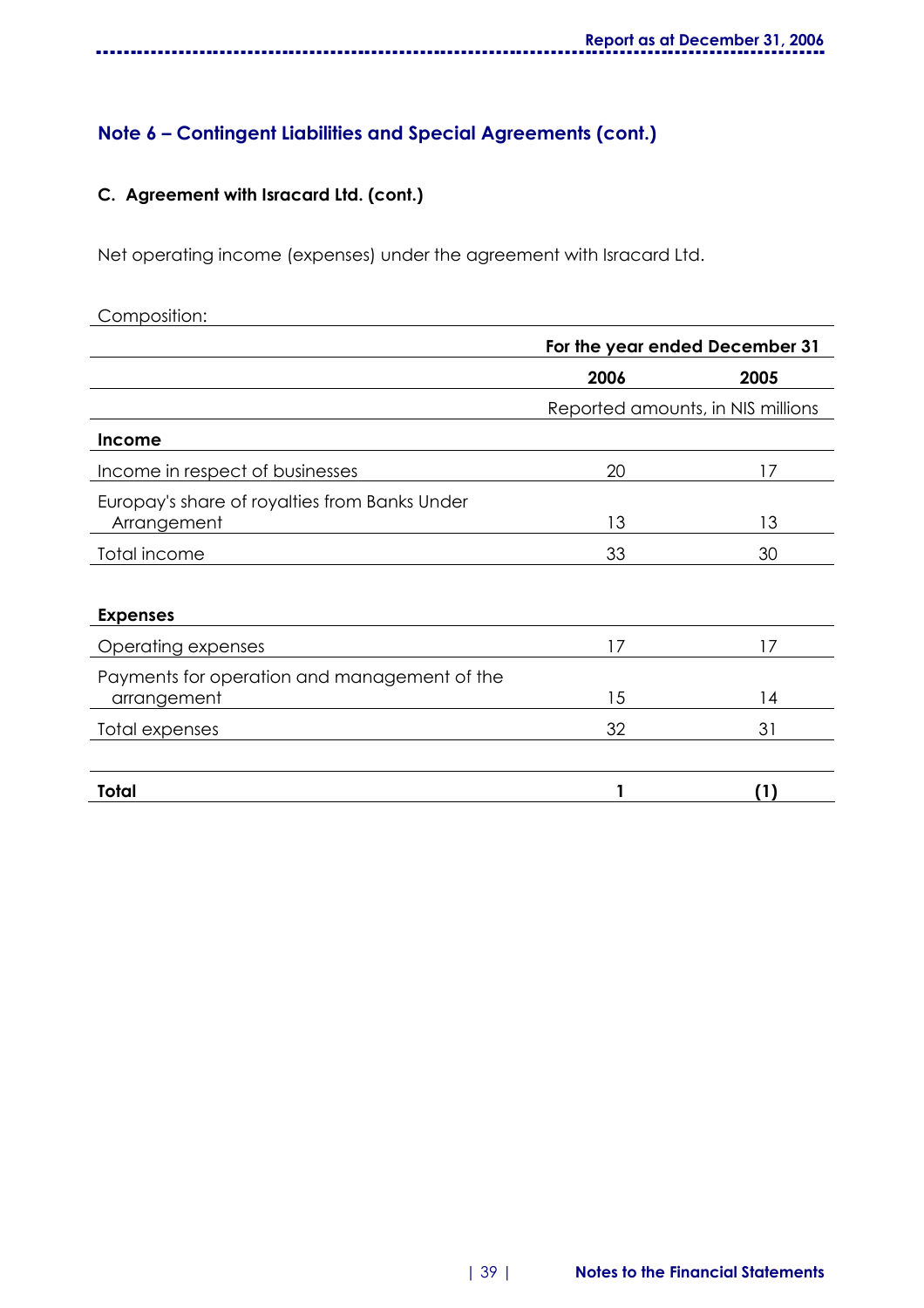## Note 6 – Contingent Liabilities and Special Agreements (cont.)

### C. Agreement with Isracard Ltd. (cont.)

Net operating income (expenses) under the agreement with Isracard Ltd.

Composition:

| | For the year ended December 31 | |
|---|---|---|
| | 2006 | 2005 |
| | Reported amounts, in NIS millions | |
| **Income** | | |
| Income in respect of businesses | 20 | 17 |
| Europay's share of royalties from Banks Under Arrangement | 13 | 13 |
| Total income | 33 | 30 |
| **Expenses** | | |
| Operating expenses | 17 | 17 |
| Payments for operation and management of the arrangement | 15 | 14 |
| Total expenses | 32 | 31 |
| **Total** | **1** | **(1)** |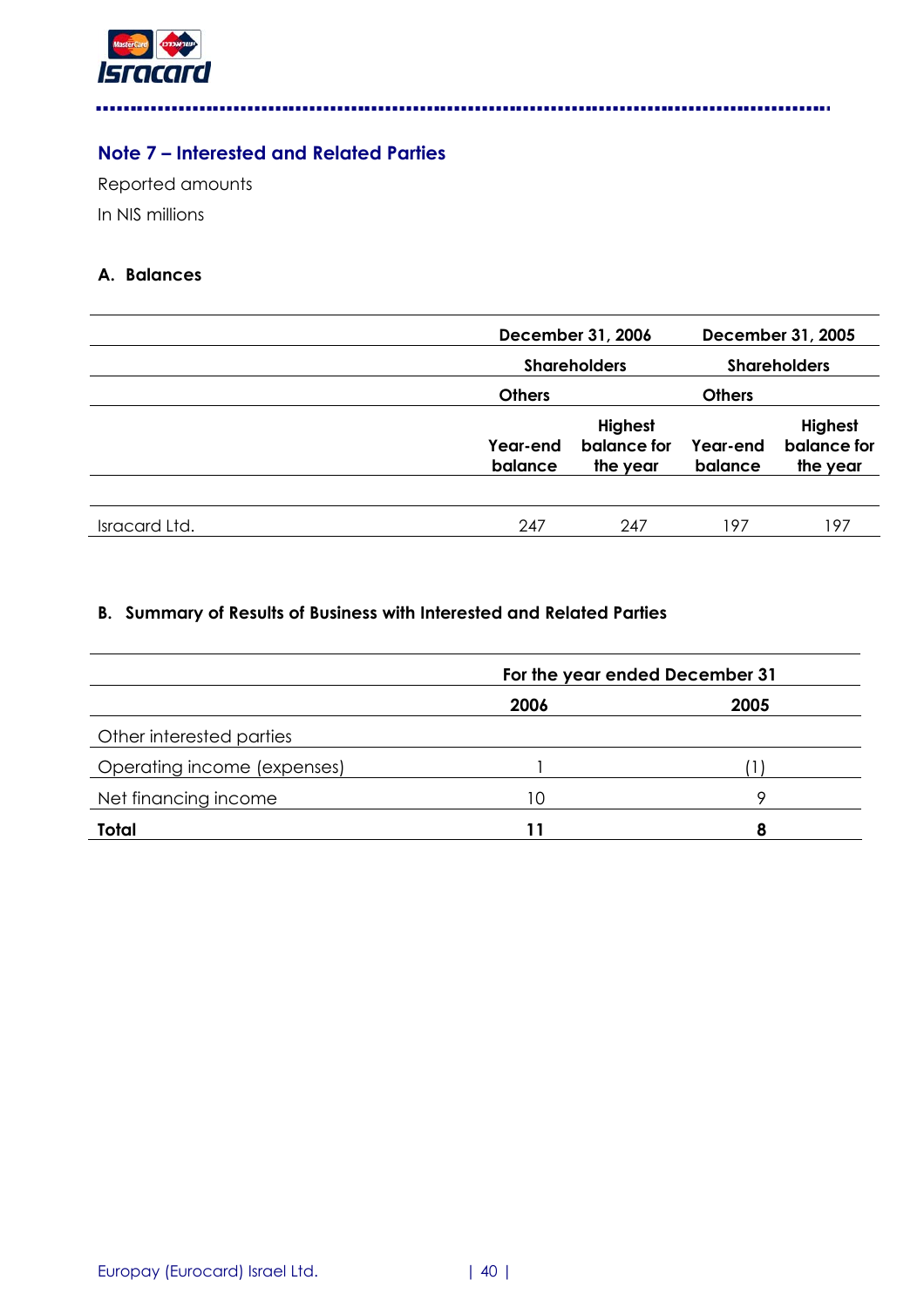## Note 7 – Interested and Related Parties

Reported amounts

In NIS millions

### A. Balances

| | December 31, 2006 | | December 31, 2005 | |
|---|---|---|---|---|
| | Shareholders | | Shareholders | |
| | Others | | Others | |
| | Year-end balance | Highest balance for the year | Year-end balance | Highest balance for the year |
| Isracard Ltd. | 247 | 247 | 197 | 197 |

### B. Summary of Results of Business with Interested and Related Parties

| | For the year ended December 31 | |
|---|---|---|
| | **2006** | **2005** |
| Other interested parties | | |
| Operating income (expenses) | 1 | (1) |
| Net financing income | 10 | 9 |
| **Total** | **11** | **8** |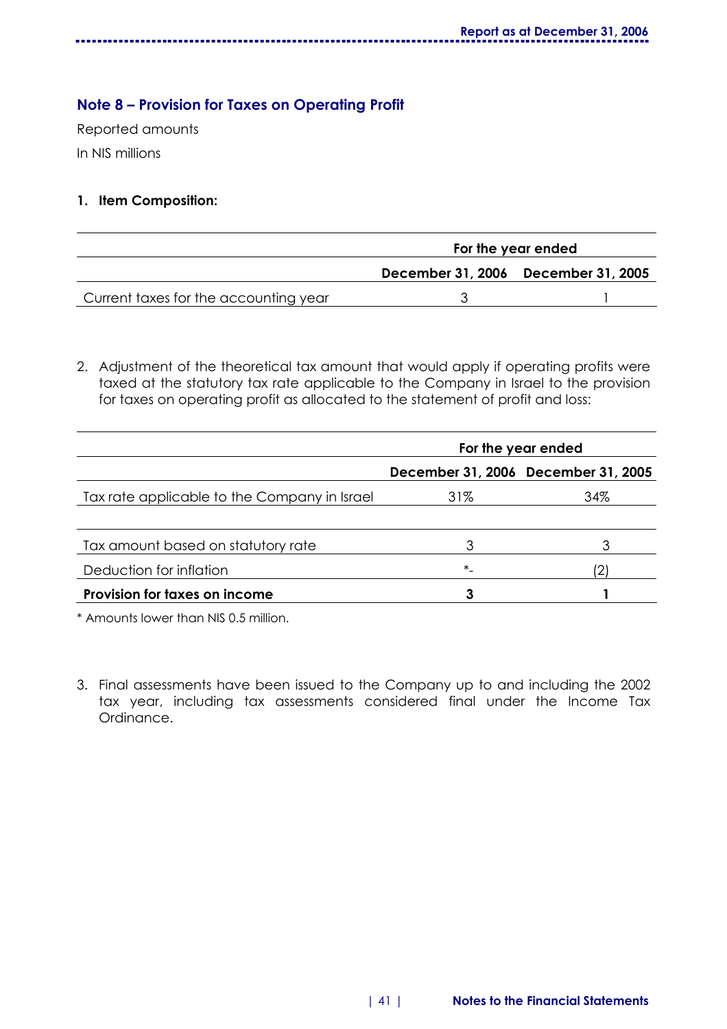## Note 8 – Provision for Taxes on Operating Profit

Reported amounts

In NIS millions

**1. Item Composition:**

| | For the year ended | |
|---|---|---|
| | **December 31, 2006** | **December 31, 2005** |
| Current taxes for the accounting year | 3 | 1 |

2. Adjustment of the theoretical tax amount that would apply if operating profits were taxed at the statutory tax rate applicable to the Company in Israel to the provision for taxes on operating profit as allocated to the statement of profit and loss:

| | For the year ended | |
|---|---|---|
| | **December 31, 2006** | **December 31, 2005** |
| Tax rate applicable to the Company in Israel | 31% | 34% |
| | | |
| Tax amount based on statutory rate | 3 | 3 |
| Deduction for inflation | *- | (2) |
| **Provision for taxes on income** | **3** | **1** |

* Amounts lower than NIS 0.5 million.

3. Final assessments have been issued to the Company up to and including the 2002 tax year, including tax assessments considered final under the Income Tax Ordinance.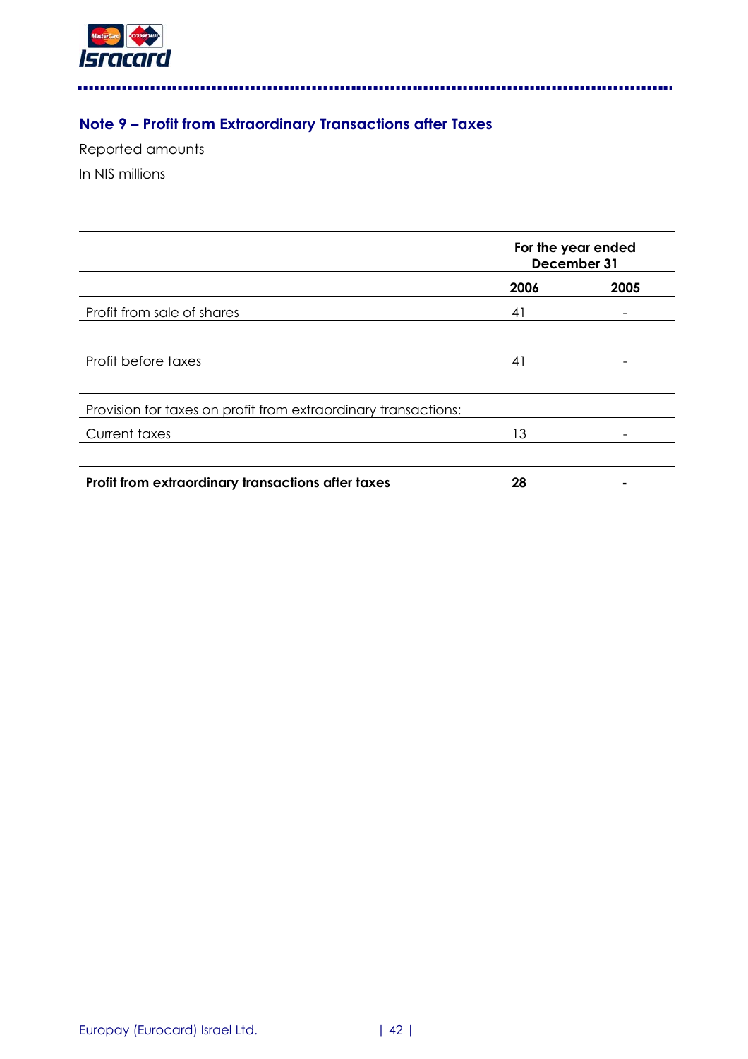## Note 9 – Profit from Extraordinary Transactions after Taxes

Reported amounts

In NIS millions

| | For the year ended December 31 | |
|---|---|---|
| | **2006** | **2005** |
| Profit from sale of shares | 41 | - |
| Profit before taxes | 41 | - |
| Provision for taxes on profit from extraordinary transactions: | | |
| Current taxes | 13 | - |
| **Profit from extraordinary transactions after taxes** | **28** | **-** |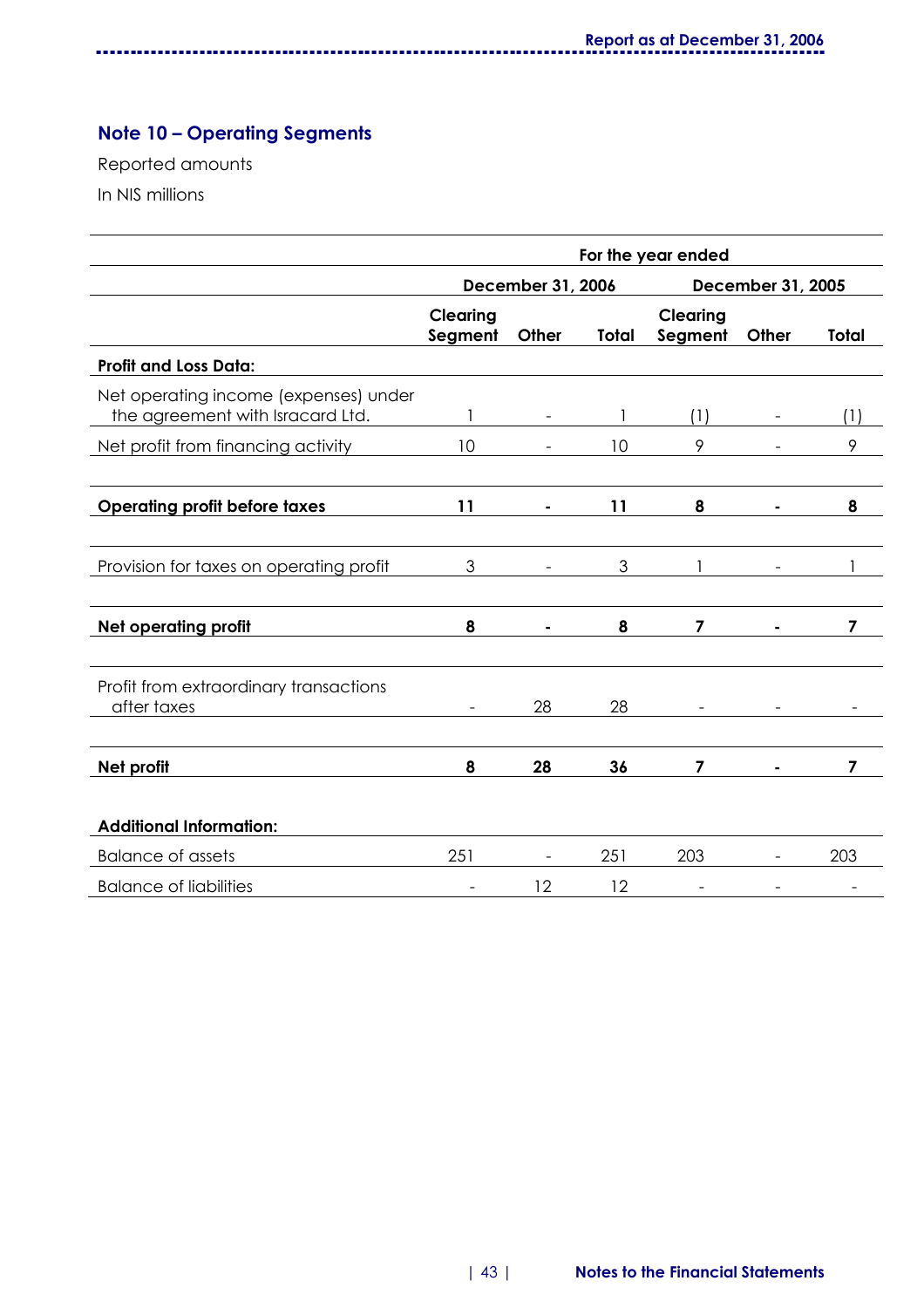## Note 10 – Operating Segments

Reported amounts

In NIS millions

| | For the year ended | | | | | |
|---|---|---|---|---|---|---|
| | December 31, 2006 | | | December 31, 2005 | | |
| | Clearing Segment | Other | Total | Clearing Segment | Other | Total |
| **Profit and Loss Data:** | | | | | | |
| Net operating income (expenses) under the agreement with Isracard Ltd. | 1 | - | 1 | (1) | - | (1) |
| Net profit from financing activity | 10 | - | 10 | 9 | - | 9 |
| **Operating profit before taxes** | **11** | **-** | **11** | **8** | **-** | **8** |
| Provision for taxes on operating profit | 3 | - | 3 | 1 | - | 1 |
| **Net operating profit** | **8** | **-** | **8** | **7** | **-** | **7** |
| Profit from extraordinary transactions after taxes | - | 28 | 28 | - | - | - |
| **Net profit** | **8** | **28** | **36** | **7** | **-** | **7** |
| **Additional Information:** | | | | | | |
| Balance of assets | 251 | - | 251 | 203 | - | 203 |
| Balance of liabilities | - | 12 | 12 | - | - | - |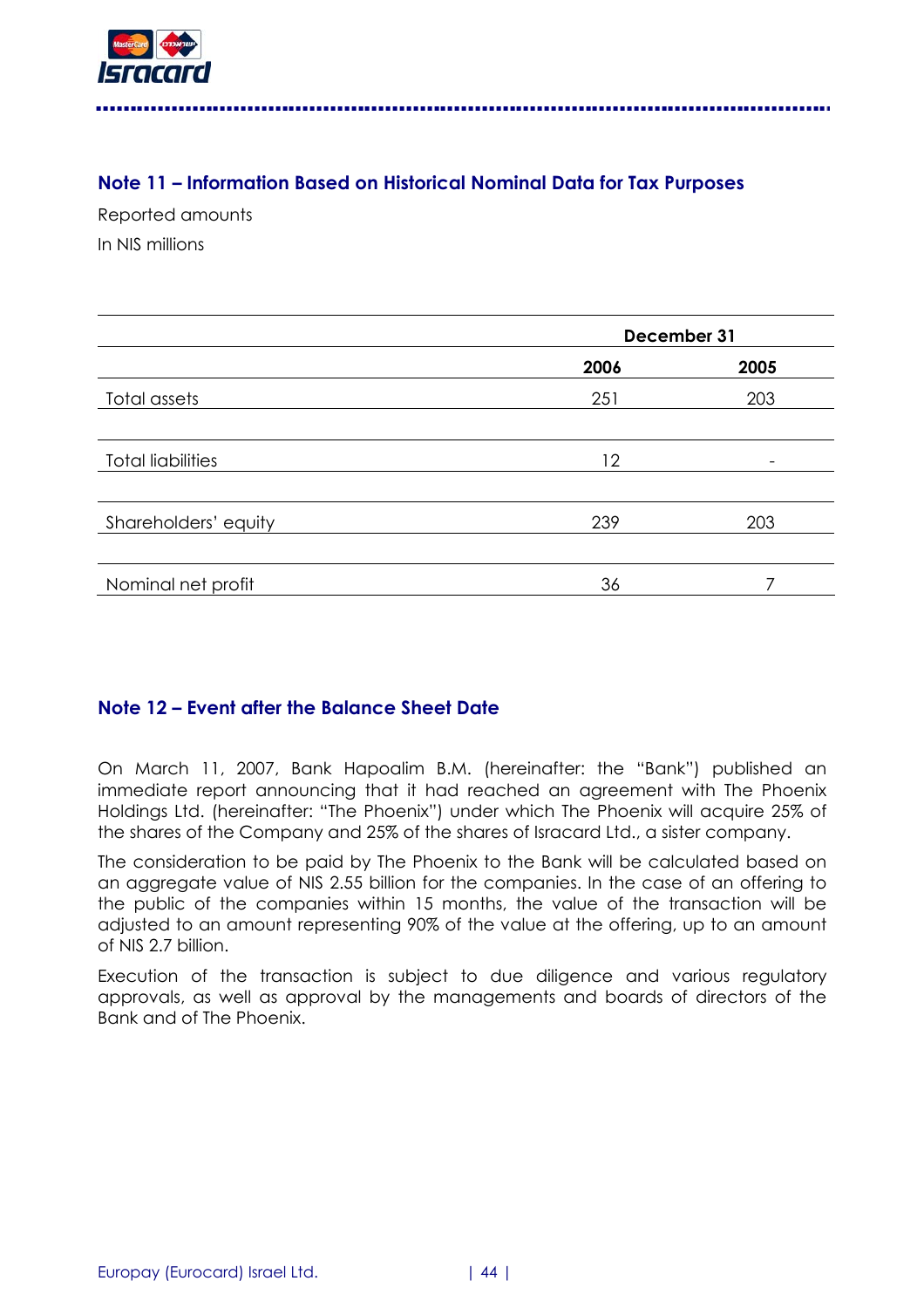## Note 11 – Information Based on Historical Nominal Data for Tax Purposes

Reported amounts

In NIS millions

| | December 31 | |
|---|---|---|
| | **2006** | **2005** |
| Total assets | 251 | 203 |
| Total liabilities | 12 | - |
| Shareholders' equity | 239 | 203 |
| Nominal net profit | 36 | 7 |

## Note 12 – Event after the Balance Sheet Date

On March 11, 2007, Bank Hapoalim B.M. (hereinafter: the "Bank") published an immediate report announcing that it had reached an agreement with The Phoenix Holdings Ltd. (hereinafter: "The Phoenix") under which The Phoenix will acquire 25% of the shares of the Company and 25% of the shares of Isracard Ltd., a sister company.

The consideration to be paid by The Phoenix to the Bank will be calculated based on an aggregate value of NIS 2.55 billion for the companies. In the case of an offering to the public of the companies within 15 months, the value of the transaction will be adjusted to an amount representing 90% of the value at the offering, up to an amount of NIS 2.7 billion.

Execution of the transaction is subject to due diligence and various regulatory approvals, as well as approval by the managements and boards of directors of the Bank and of The Phoenix.